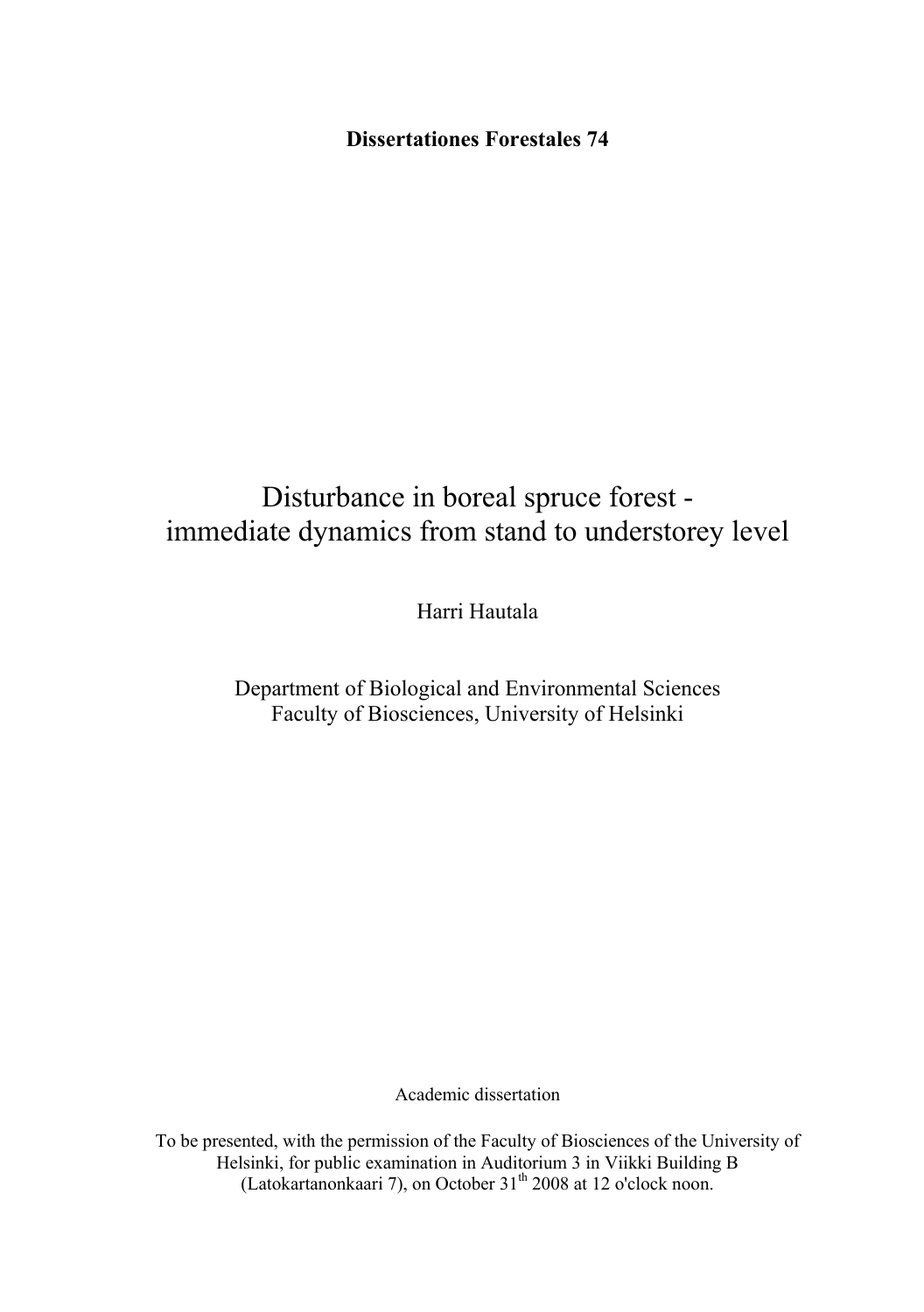**Dissertationes Forestales 74**

# Disturbance in boreal spruce forest - immediate dynamics from stand to understorey level

Harri Hautala

Department of Biological and Environmental Sciences
Faculty of Biosciences, University of Helsinki

Academic dissertation

To be presented, with the permission of the Faculty of Biosciences of the University of Helsinki, for public examination in Auditorium 3 in Viikki Building B (Latokartanonkaari 7), on October 31th 2008 at 12 o'clock noon.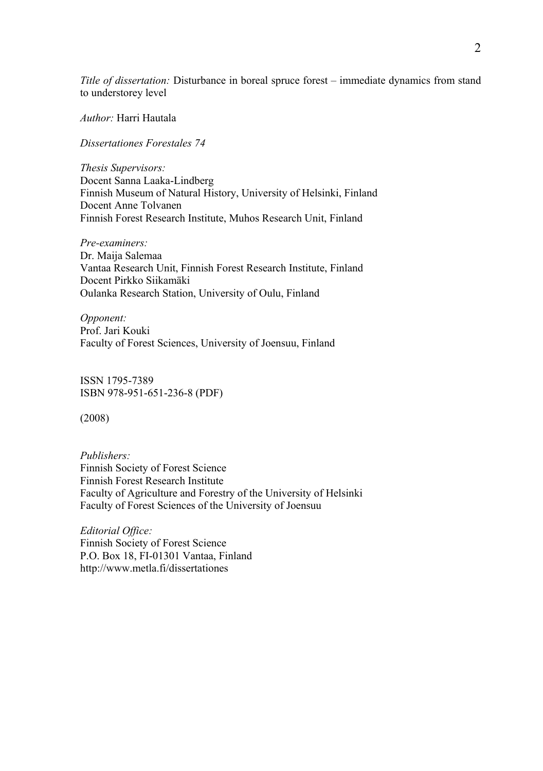*Title of dissertation:* Disturbance in boreal spruce forest – immediate dynamics from stand to understorey level

*Author:* Harri Hautala

*Dissertationes Forestales 74*

*Thesis Supervisors:*
Docent Sanna Laaka-Lindberg
Finnish Museum of Natural History, University of Helsinki, Finland
Docent Anne Tolvanen
Finnish Forest Research Institute, Muhos Research Unit, Finland

*Pre-examiners:*
Dr. Maija Salemaa
Vantaa Research Unit, Finnish Forest Research Institute, Finland
Docent Pirkko Siikamäki
Oulanka Research Station, University of Oulu, Finland

*Opponent:*
Prof. Jari Kouki
Faculty of Forest Sciences, University of Joensuu, Finland

ISSN 1795-7389
ISBN 978-951-651-236-8 (PDF)

(2008)

*Publishers:*
Finnish Society of Forest Science
Finnish Forest Research Institute
Faculty of Agriculture and Forestry of the University of Helsinki
Faculty of Forest Sciences of the University of Joensuu

*Editorial Office:*
Finnish Society of Forest Science
P.O. Box 18, FI-01301 Vantaa, Finland
http://www.metla.fi/dissertationes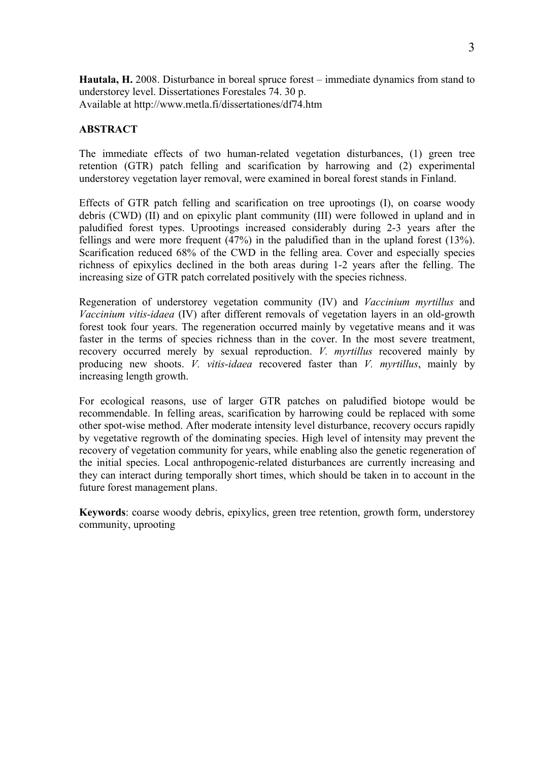**Hautala, H.** 2008. Disturbance in boreal spruce forest – immediate dynamics from stand to understorey level. Dissertationes Forestales 74. 30 p.
Available at http://www.metla.fi/dissertationes/df74.htm

## ABSTRACT

The immediate effects of two human-related vegetation disturbances, (1) green tree retention (GTR) patch felling and scarification by harrowing and (2) experimental understorey vegetation layer removal, were examined in boreal forest stands in Finland.

Effects of GTR patch felling and scarification on tree uprootings (I), on coarse woody debris (CWD) (II) and on epixylic plant community (III) were followed in upland and in paludified forest types. Uprootings increased considerably during 2-3 years after the fellings and were more frequent (47%) in the paludified than in the upland forest (13%). Scarification reduced 68% of the CWD in the felling area. Cover and especially species richness of epixylics declined in the both areas during 1-2 years after the felling. The increasing size of GTR patch correlated positively with the species richness.

Regeneration of understorey vegetation community (IV) and *Vaccinium myrtillus* and *Vaccinium vitis-idaea* (IV) after different removals of vegetation layers in an old-growth forest took four years. The regeneration occurred mainly by vegetative means and it was faster in the terms of species richness than in the cover. In the most severe treatment, recovery occurred merely by sexual reproduction. *V. myrtillus* recovered mainly by producing new shoots. *V. vitis-idaea* recovered faster than *V. myrtillus*, mainly by increasing length growth.

For ecological reasons, use of larger GTR patches on paludified biotope would be recommendable. In felling areas, scarification by harrowing could be replaced with some other spot-wise method. After moderate intensity level disturbance, recovery occurs rapidly by vegetative regrowth of the dominating species. High level of intensity may prevent the recovery of vegetation community for years, while enabling also the genetic regeneration of the initial species. Local anthropogenic-related disturbances are currently increasing and they can interact during temporally short times, which should be taken in to account in the future forest management plans.

**Keywords**: coarse woody debris, epixylics, green tree retention, growth form, understorey community, uprooting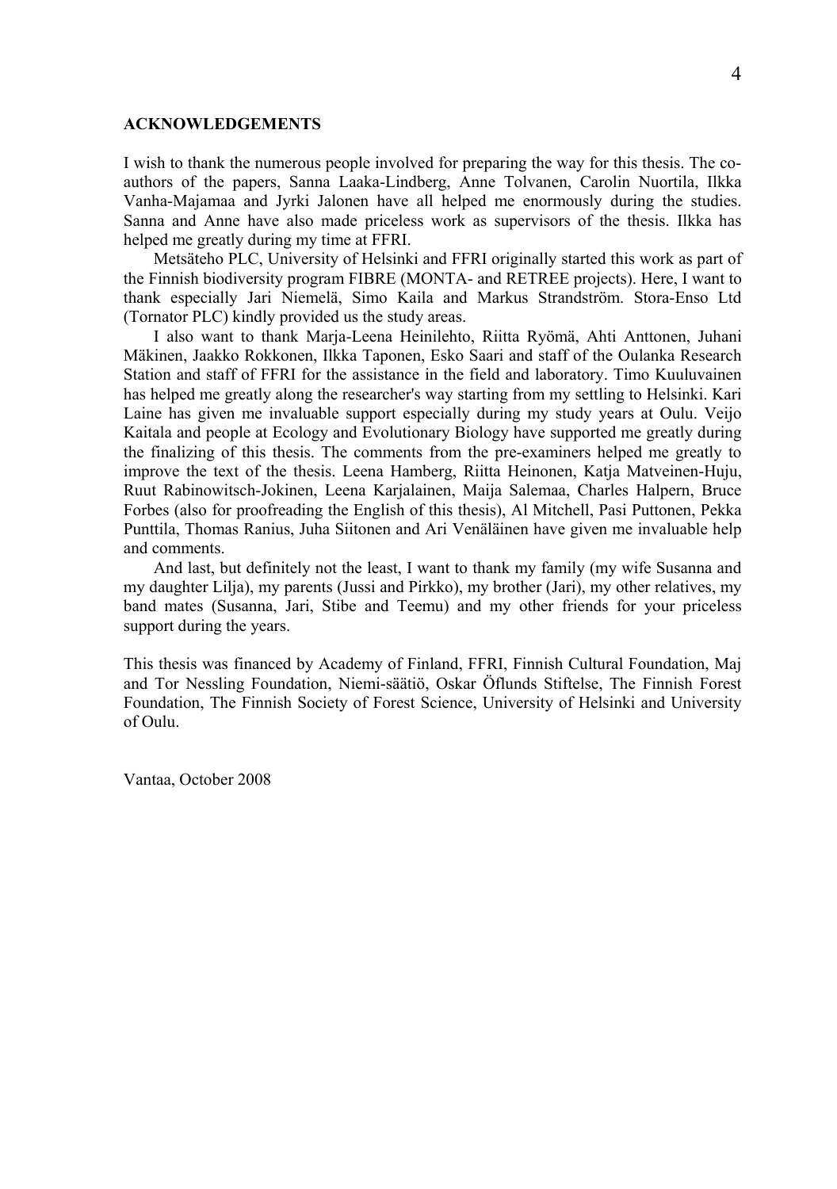## ACKNOWLEDGEMENTS

I wish to thank the numerous people involved for preparing the way for this thesis. The co-authors of the papers, Sanna Laaka-Lindberg, Anne Tolvanen, Carolin Nuortila, Ilkka Vanha-Majamaa and Jyrki Jalonen have all helped me enormously during the studies. Sanna and Anne have also made priceless work as supervisors of the thesis. Ilkka has helped me greatly during my time at FFRI.

Metsäteho PLC, University of Helsinki and FFRI originally started this work as part of the Finnish biodiversity program FIBRE (MONTA- and RETREE projects). Here, I want to thank especially Jari Niemelä, Simo Kaila and Markus Strandström. Stora-Enso Ltd (Tornator PLC) kindly provided us the study areas.

I also want to thank Marja-Leena Heinilehto, Riitta Ryömä, Ahti Anttonen, Juhani Mäkinen, Jaakko Rokkonen, Ilkka Taponen, Esko Saari and staff of the Oulanka Research Station and staff of FFRI for the assistance in the field and laboratory. Timo Kuuluvainen has helped me greatly along the researcher's way starting from my settling to Helsinki. Kari Laine has given me invaluable support especially during my study years at Oulu. Veijo Kaitala and people at Ecology and Evolutionary Biology have supported me greatly during the finalizing of this thesis. The comments from the pre-examiners helped me greatly to improve the text of the thesis. Leena Hamberg, Riitta Heinonen, Katja Matveinen-Huju, Ruut Rabinowitsch-Jokinen, Leena Karjalainen, Maija Salemaa, Charles Halpern, Bruce Forbes (also for proofreading the English of this thesis), Al Mitchell, Pasi Puttonen, Pekka Punttila, Thomas Ranius, Juha Siitonen and Ari Venäläinen have given me invaluable help and comments.

And last, but definitely not the least, I want to thank my family (my wife Susanna and my daughter Lilja), my parents (Jussi and Pirkko), my brother (Jari), my other relatives, my band mates (Susanna, Jari, Stibe and Teemu) and my other friends for your priceless support during the years.

This thesis was financed by Academy of Finland, FFRI, Finnish Cultural Foundation, Maj and Tor Nessling Foundation, Niemi-säätiö, Oskar Öflunds Stiftelse, The Finnish Forest Foundation, The Finnish Society of Forest Science, University of Helsinki and University of Oulu.

Vantaa, October 2008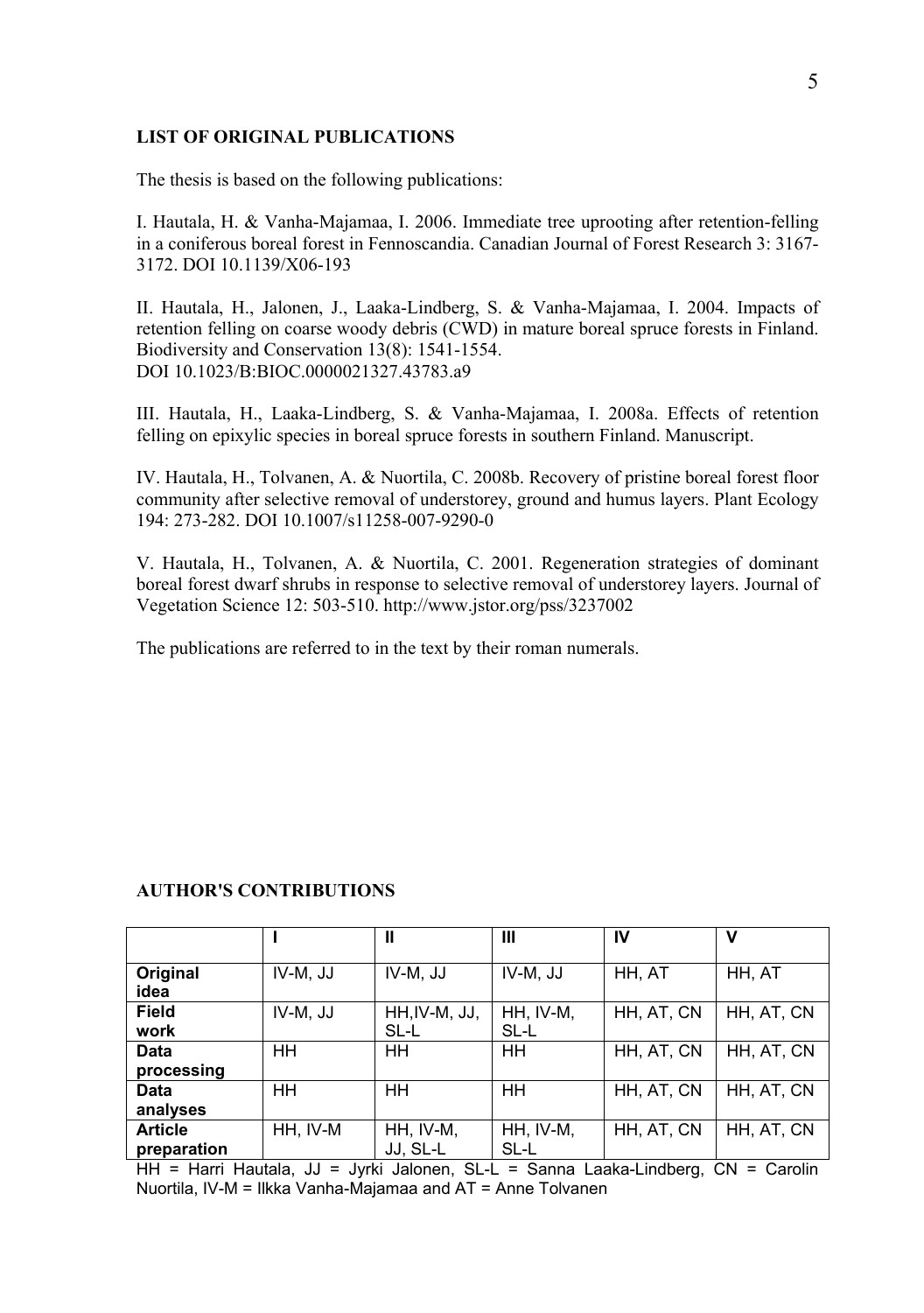## LIST OF ORIGINAL PUBLICATIONS

The thesis is based on the following publications:

I. Hautala, H. & Vanha-Majamaa, I. 2006. Immediate tree uprooting after retention-felling in a coniferous boreal forest in Fennoscandia. Canadian Journal of Forest Research 3: 3167-3172. DOI 10.1139/X06-193

II. Hautala, H., Jalonen, J., Laaka-Lindberg, S. & Vanha-Majamaa, I. 2004. Impacts of retention felling on coarse woody debris (CWD) in mature boreal spruce forests in Finland. Biodiversity and Conservation 13(8): 1541-1554.
DOI 10.1023/B:BIOC.0000021327.43783.a9

III. Hautala, H., Laaka-Lindberg, S. & Vanha-Majamaa, I. 2008a. Effects of retention felling on epixylic species in boreal spruce forests in southern Finland. Manuscript.

IV. Hautala, H., Tolvanen, A. & Nuortila, C. 2008b. Recovery of pristine boreal forest floor community after selective removal of understorey, ground and humus layers. Plant Ecology 194: 273-282. DOI 10.1007/s11258-007-9290-0

V. Hautala, H., Tolvanen, A. & Nuortila, C. 2001. Regeneration strategies of dominant boreal forest dwarf shrubs in response to selective removal of understorey layers. Journal of Vegetation Science 12: 503-510. http://www.jstor.org/pss/3237002

The publications are referred to in the text by their roman numerals.

## AUTHOR'S CONTRIBUTIONS

| | I | II | III | IV | V |
|---|---|---|---|---|---|
| **Original idea** | IV-M, JJ | IV-M, JJ | IV-M, JJ | HH, AT | HH, AT |
| **Field work** | IV-M, JJ | HH,IV-M, JJ, SL-L | HH, IV-M, SL-L | HH, AT, CN | HH, AT, CN |
| **Data processing** | HH | HH | HH | HH, AT, CN | HH, AT, CN |
| **Data analyses** | HH | HH | HH | HH, AT, CN | HH, AT, CN |
| **Article preparation** | HH, IV-M | HH, IV-M, JJ, SL-L | HH, IV-M, SL-L | HH, AT, CN | HH, AT, CN |

HH = Harri Hautala, JJ = Jyrki Jalonen, SL-L = Sanna Laaka-Lindberg, CN = Carolin Nuortila, IV-M = Ilkka Vanha-Majamaa and AT = Anne Tolvanen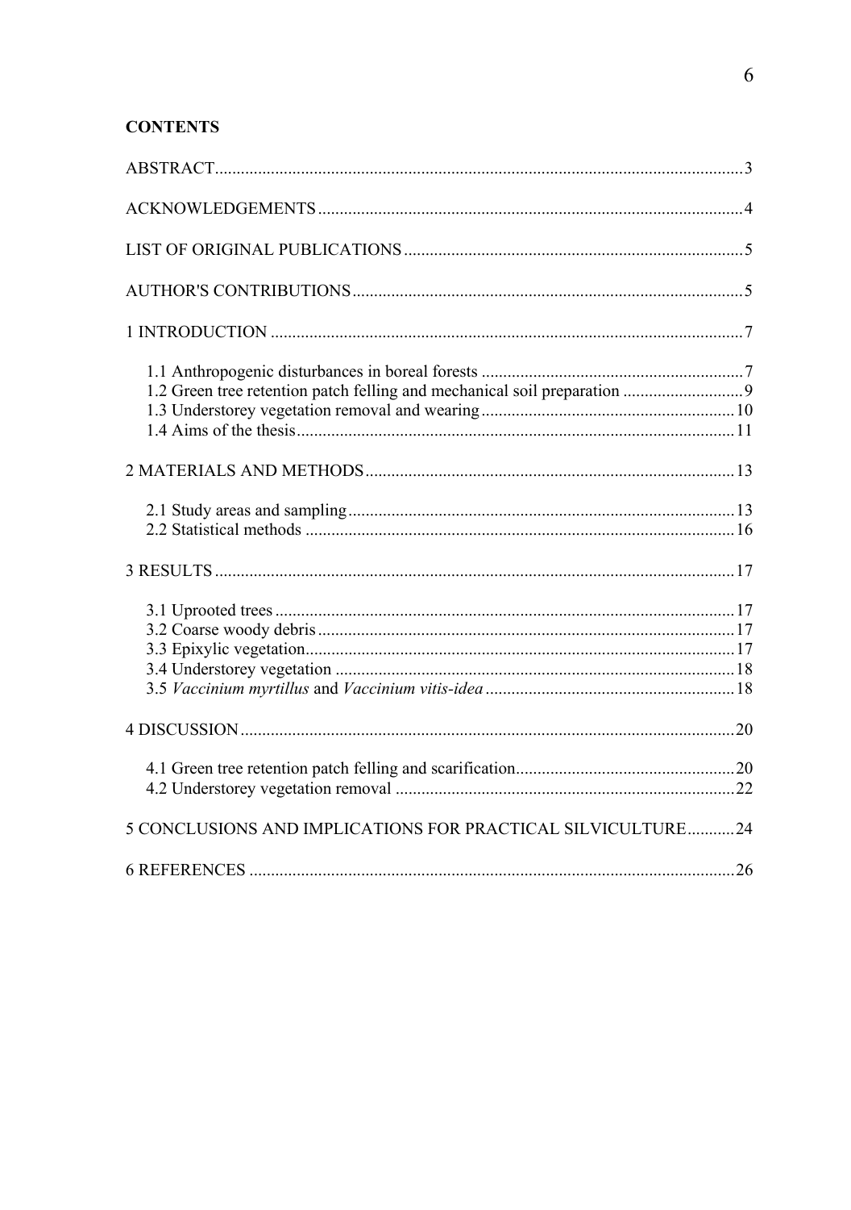**CONTENTS**

ABSTRACT....3

ACKNOWLEDGEMENTS....4

LIST OF ORIGINAL PUBLICATIONS....5

AUTHOR'S CONTRIBUTIONS....5

1 INTRODUCTION....7

- 1.1 Anthropogenic disturbances in boreal forests....7
- 1.2 Green tree retention patch felling and mechanical soil preparation....9
- 1.3 Understorey vegetation removal and wearing....10
- 1.4 Aims of the thesis....11

2 MATERIALS AND METHODS....13

- 2.1 Study areas and sampling....13
- 2.2 Statistical methods....16

3 RESULTS....17

- 3.1 Uprooted trees....17
- 3.2 Coarse woody debris....17
- 3.3 Epixylic vegetation....17
- 3.4 Understorey vegetation....18
- 3.5 *Vaccinium myrtillus* and *Vaccinium vitis-idea*....18

4 DISCUSSION....20

- 4.1 Green tree retention patch felling and scarification....20
- 4.2 Understorey vegetation removal....22

5 CONCLUSIONS AND IMPLICATIONS FOR PRACTICAL SILVICULTURE....24

6 REFERENCES....26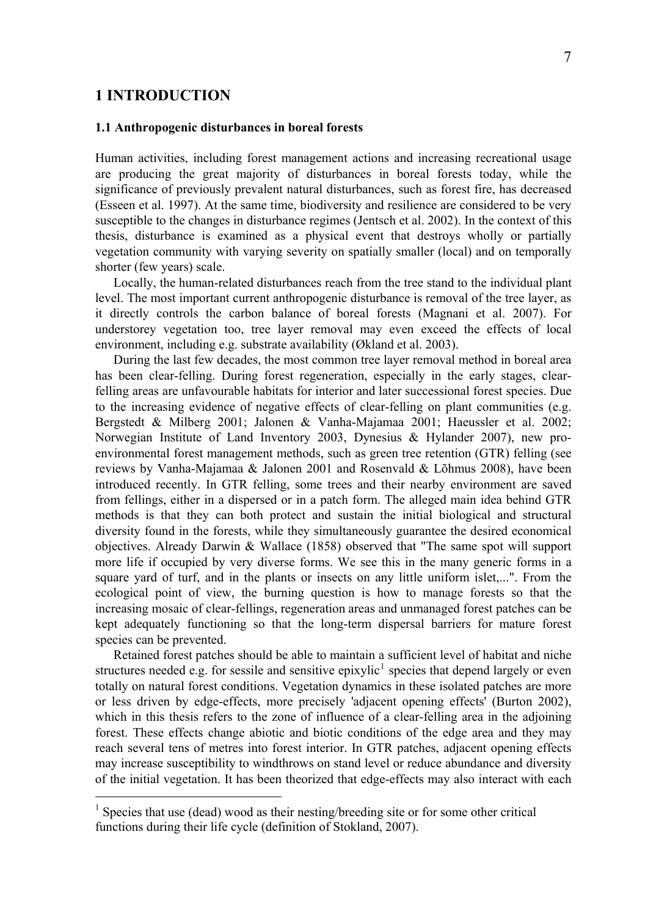# 1 INTRODUCTION

## 1.1 Anthropogenic disturbances in boreal forests

Human activities, including forest management actions and increasing recreational usage are producing the great majority of disturbances in boreal forests today, while the significance of previously prevalent natural disturbances, such as forest fire, has decreased (Esseen et al. 1997). At the same time, biodiversity and resilience are considered to be very susceptible to the changes in disturbance regimes (Jentsch et al. 2002). In the context of this thesis, disturbance is examined as a physical event that destroys wholly or partially vegetation community with varying severity on spatially smaller (local) and on temporally shorter (few years) scale.

Locally, the human-related disturbances reach from the tree stand to the individual plant level. The most important current anthropogenic disturbance is removal of the tree layer, as it directly controls the carbon balance of boreal forests (Magnani et al. 2007). For understorey vegetation too, tree layer removal may even exceed the effects of local environment, including e.g. substrate availability (Økland et al. 2003).

During the last few decades, the most common tree layer removal method in boreal area has been clear-felling. During forest regeneration, especially in the early stages, clear-felling areas are unfavourable habitats for interior and later successional forest species. Due to the increasing evidence of negative effects of clear-felling on plant communities (e.g. Bergstedt & Milberg 2001; Jalonen & Vanha-Majamaa 2001; Haeussler et al. 2002; Norwegian Institute of Land Inventory 2003, Dynesius & Hylander 2007), new pro-environmental forest management methods, such as green tree retention (GTR) felling (see reviews by Vanha-Majamaa & Jalonen 2001 and Rosenvald & Lõhmus 2008), have been introduced recently. In GTR felling, some trees and their nearby environment are saved from fellings, either in a dispersed or in a patch form. The alleged main idea behind GTR methods is that they can both protect and sustain the initial biological and structural diversity found in the forests, while they simultaneously guarantee the desired economical objectives. Already Darwin & Wallace (1858) observed that "The same spot will support more life if occupied by very diverse forms. We see this in the many generic forms in a square yard of turf, and in the plants or insects on any little uniform islet,...". From the ecological point of view, the burning question is how to manage forests so that the increasing mosaic of clear-fellings, regeneration areas and unmanaged forest patches can be kept adequately functioning so that the long-term dispersal barriers for mature forest species can be prevented.

Retained forest patches should be able to maintain a sufficient level of habitat and niche structures needed e.g. for sessile and sensitive epixylic[1] species that depend largely or even totally on natural forest conditions. Vegetation dynamics in these isolated patches are more or less driven by edge-effects, more precisely 'adjacent opening effects' (Burton 2002), which in this thesis refers to the zone of influence of a clear-felling area in the adjoining forest. These effects change abiotic and biotic conditions of the edge area and they may reach several tens of metres into forest interior. In GTR patches, adjacent opening effects may increase susceptibility to windthrows on stand level or reduce abundance and diversity of the initial vegetation. It has been theorized that edge-effects may also interact with each

[1] Species that use (dead) wood as their nesting/breeding site or for some other critical functions during their life cycle (definition of Stokland, 2007).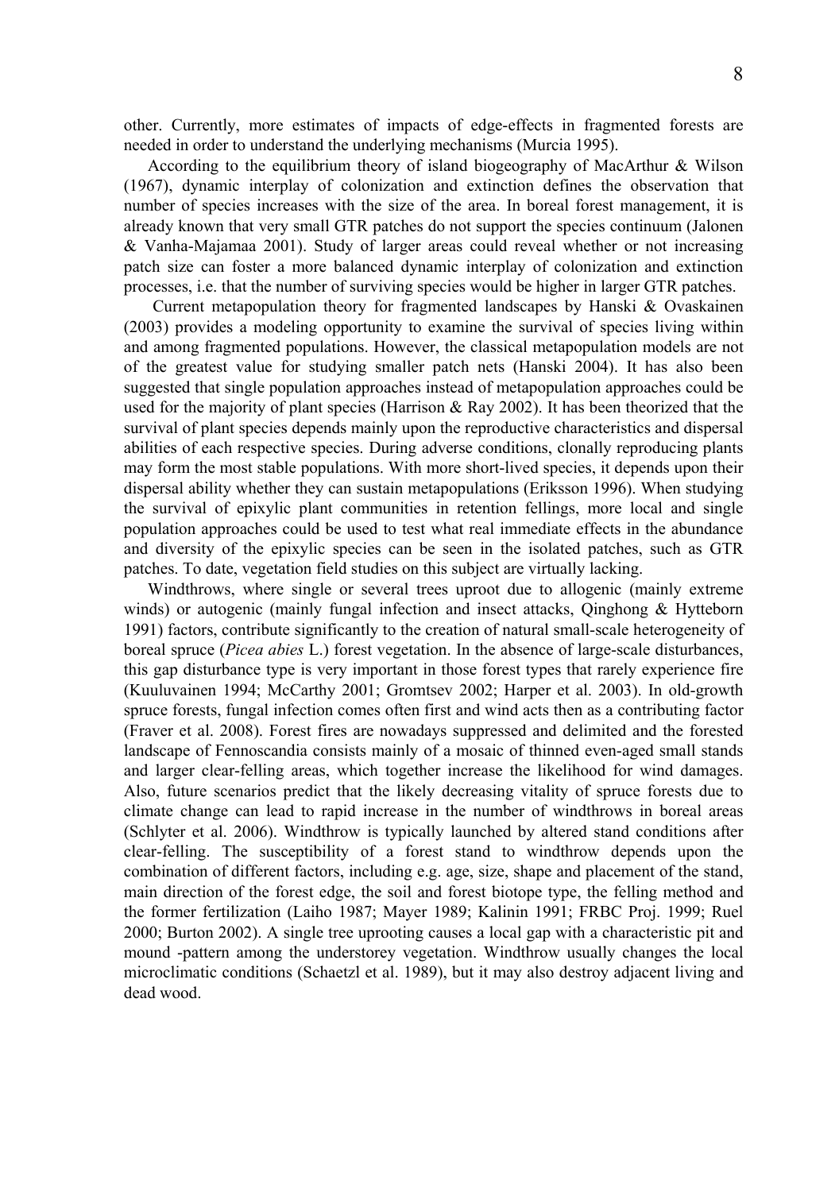other. Currently, more estimates of impacts of edge-effects in fragmented forests are needed in order to understand the underlying mechanisms (Murcia 1995).

According to the equilibrium theory of island biogeography of MacArthur & Wilson (1967), dynamic interplay of colonization and extinction defines the observation that number of species increases with the size of the area. In boreal forest management, it is already known that very small GTR patches do not support the species continuum (Jalonen & Vanha-Majamaa 2001). Study of larger areas could reveal whether or not increasing patch size can foster a more balanced dynamic interplay of colonization and extinction processes, i.e. that the number of surviving species would be higher in larger GTR patches.

Current metapopulation theory for fragmented landscapes by Hanski & Ovaskainen (2003) provides a modeling opportunity to examine the survival of species living within and among fragmented populations. However, the classical metapopulation models are not of the greatest value for studying smaller patch nets (Hanski 2004). It has also been suggested that single population approaches instead of metapopulation approaches could be used for the majority of plant species (Harrison & Ray 2002). It has been theorized that the survival of plant species depends mainly upon the reproductive characteristics and dispersal abilities of each respective species. During adverse conditions, clonally reproducing plants may form the most stable populations. With more short-lived species, it depends upon their dispersal ability whether they can sustain metapopulations (Eriksson 1996). When studying the survival of epixylic plant communities in retention fellings, more local and single population approaches could be used to test what real immediate effects in the abundance and diversity of the epixylic species can be seen in the isolated patches, such as GTR patches. To date, vegetation field studies on this subject are virtually lacking.

Windthrows, where single or several trees uproot due to allogenic (mainly extreme winds) or autogenic (mainly fungal infection and insect attacks, Qinghong & Hytteborn 1991) factors, contribute significantly to the creation of natural small-scale heterogeneity of boreal spruce (*Picea abies* L.) forest vegetation. In the absence of large-scale disturbances, this gap disturbance type is very important in those forest types that rarely experience fire (Kuuluvainen 1994; McCarthy 2001; Gromtsev 2002; Harper et al. 2003). In old-growth spruce forests, fungal infection comes often first and wind acts then as a contributing factor (Fraver et al. 2008). Forest fires are nowadays suppressed and delimited and the forested landscape of Fennoscandia consists mainly of a mosaic of thinned even-aged small stands and larger clear-felling areas, which together increase the likelihood for wind damages. Also, future scenarios predict that the likely decreasing vitality of spruce forests due to climate change can lead to rapid increase in the number of windthrows in boreal areas (Schlyter et al. 2006). Windthrow is typically launched by altered stand conditions after clear-felling. The susceptibility of a forest stand to windthrow depends upon the combination of different factors, including e.g. age, size, shape and placement of the stand, main direction of the forest edge, the soil and forest biotope type, the felling method and the former fertilization (Laiho 1987; Mayer 1989; Kalinin 1991; FRBC Proj. 1999; Ruel 2000; Burton 2002). A single tree uprooting causes a local gap with a characteristic pit and mound -pattern among the understorey vegetation. Windthrow usually changes the local microclimatic conditions (Schaetzl et al. 1989), but it may also destroy adjacent living and dead wood.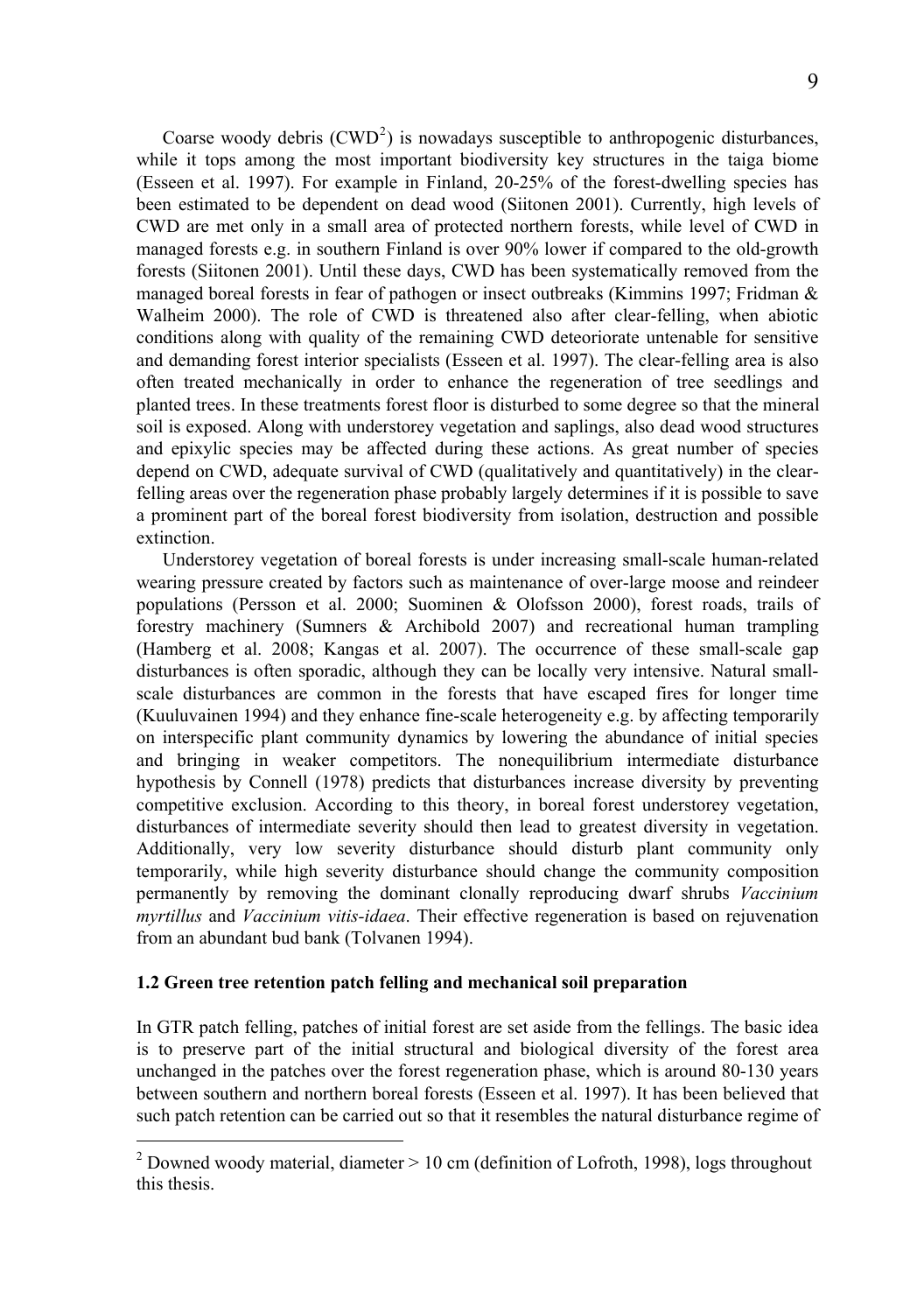Coarse woody debris (CWD[2]) is nowadays susceptible to anthropogenic disturbances, while it tops among the most important biodiversity key structures in the taiga biome (Esseen et al. 1997). For example in Finland, 20-25% of the forest-dwelling species has been estimated to be dependent on dead wood (Siitonen 2001). Currently, high levels of CWD are met only in a small area of protected northern forests, while level of CWD in managed forests e.g. in southern Finland is over 90% lower if compared to the old-growth forests (Siitonen 2001). Until these days, CWD has been systematically removed from the managed boreal forests in fear of pathogen or insect outbreaks (Kimmins 1997; Fridman & Walheim 2000). The role of CWD is threatened also after clear-felling, when abiotic conditions along with quality of the remaining CWD deteoriorate untenable for sensitive and demanding forest interior specialists (Esseen et al. 1997). The clear-felling area is also often treated mechanically in order to enhance the regeneration of tree seedlings and planted trees. In these treatments forest floor is disturbed to some degree so that the mineral soil is exposed. Along with understorey vegetation and saplings, also dead wood structures and epixylic species may be affected during these actions. As great number of species depend on CWD, adequate survival of CWD (qualitatively and quantitatively) in the clear-felling areas over the regeneration phase probably largely determines if it is possible to save a prominent part of the boreal forest biodiversity from isolation, destruction and possible extinction.

Understorey vegetation of boreal forests is under increasing small-scale human-related wearing pressure created by factors such as maintenance of over-large moose and reindeer populations (Persson et al. 2000; Suominen & Olofsson 2000), forest roads, trails of forestry machinery (Sumners & Archibold 2007) and recreational human trampling (Hamberg et al. 2008; Kangas et al. 2007). The occurrence of these small-scale gap disturbances is often sporadic, although they can be locally very intensive. Natural small-scale disturbances are common in the forests that have escaped fires for longer time (Kuuluvainen 1994) and they enhance fine-scale heterogeneity e.g. by affecting temporarily on interspecific plant community dynamics by lowering the abundance of initial species and bringing in weaker competitors. The nonequilibrium intermediate disturbance hypothesis by Connell (1978) predicts that disturbances increase diversity by preventing competitive exclusion. According to this theory, in boreal forest understorey vegetation, disturbances of intermediate severity should then lead to greatest diversity in vegetation. Additionally, very low severity disturbance should disturb plant community only temporarily, while high severity disturbance should change the community composition permanently by removing the dominant clonally reproducing dwarf shrubs *Vaccinium myrtillus* and *Vaccinium vitis-idaea*. Their effective regeneration is based on rejuvenation from an abundant bud bank (Tolvanen 1994).

### 1.2 Green tree retention patch felling and mechanical soil preparation

In GTR patch felling, patches of initial forest are set aside from the fellings. The basic idea is to preserve part of the initial structural and biological diversity of the forest area unchanged in the patches over the forest regeneration phase, which is around 80-130 years between southern and northern boreal forests (Esseen et al. 1997). It has been believed that such patch retention can be carried out so that it resembles the natural disturbance regime of

---

[2] Downed woody material, diameter > 10 cm (definition of Lofroth, 1998), logs throughout this thesis.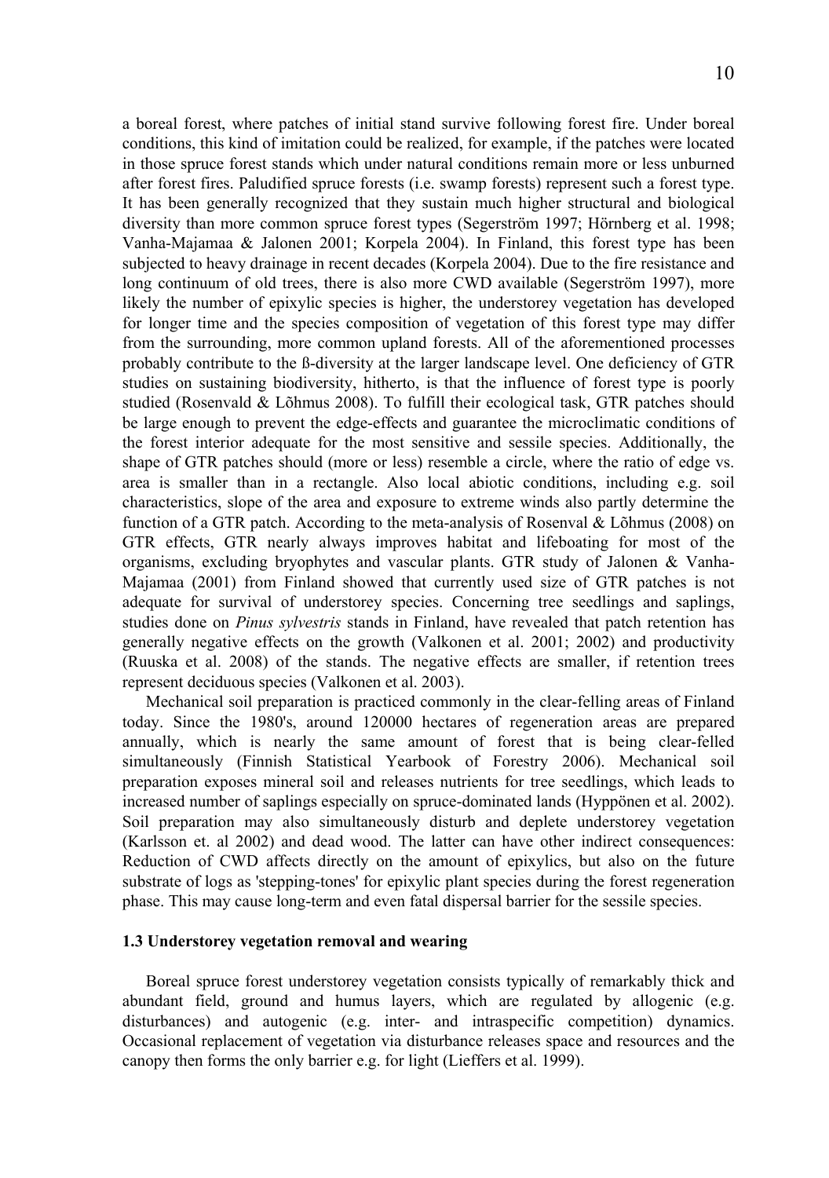a boreal forest, where patches of initial stand survive following forest fire. Under boreal conditions, this kind of imitation could be realized, for example, if the patches were located in those spruce forest stands which under natural conditions remain more or less unburned after forest fires. Paludified spruce forests (i.e. swamp forests) represent such a forest type. It has been generally recognized that they sustain much higher structural and biological diversity than more common spruce forest types (Segerström 1997; Hörnberg et al. 1998; Vanha-Majamaa & Jalonen 2001; Korpela 2004). In Finland, this forest type has been subjected to heavy drainage in recent decades (Korpela 2004). Due to the fire resistance and long continuum of old trees, there is also more CWD available (Segerström 1997), more likely the number of epixylic species is higher, the understorey vegetation has developed for longer time and the species composition of vegetation of this forest type may differ from the surrounding, more common upland forests. All of the aforementioned processes probably contribute to the ß-diversity at the larger landscape level. One deficiency of GTR studies on sustaining biodiversity, hitherto, is that the influence of forest type is poorly studied (Rosenvald & Lõhmus 2008). To fulfill their ecological task, GTR patches should be large enough to prevent the edge-effects and guarantee the microclimatic conditions of the forest interior adequate for the most sensitive and sessile species. Additionally, the shape of GTR patches should (more or less) resemble a circle, where the ratio of edge vs. area is smaller than in a rectangle. Also local abiotic conditions, including e.g. soil characteristics, slope of the area and exposure to extreme winds also partly determine the function of a GTR patch. According to the meta-analysis of Rosenval & Lõhmus (2008) on GTR effects, GTR nearly always improves habitat and lifeboating for most of the organisms, excluding bryophytes and vascular plants. GTR study of Jalonen & Vanha-Majamaa (2001) from Finland showed that currently used size of GTR patches is not adequate for survival of understorey species. Concerning tree seedlings and saplings, studies done on *Pinus sylvestris* stands in Finland, have revealed that patch retention has generally negative effects on the growth (Valkonen et al. 2001; 2002) and productivity (Ruuska et al. 2008) of the stands. The negative effects are smaller, if retention trees represent deciduous species (Valkonen et al. 2003).

Mechanical soil preparation is practiced commonly in the clear-felling areas of Finland today. Since the 1980's, around 120000 hectares of regeneration areas are prepared annually, which is nearly the same amount of forest that is being clear-felled simultaneously (Finnish Statistical Yearbook of Forestry 2006). Mechanical soil preparation exposes mineral soil and releases nutrients for tree seedlings, which leads to increased number of saplings especially on spruce-dominated lands (Hyppönen et al. 2002). Soil preparation may also simultaneously disturb and deplete understorey vegetation (Karlsson et. al 2002) and dead wood. The latter can have other indirect consequences: Reduction of CWD affects directly on the amount of epixylics, but also on the future substrate of logs as 'stepping-tones' for epixylic plant species during the forest regeneration phase. This may cause long-term and even fatal dispersal barrier for the sessile species.

### 1.3 Understorey vegetation removal and wearing

Boreal spruce forest understorey vegetation consists typically of remarkably thick and abundant field, ground and humus layers, which are regulated by allogenic (e.g. disturbances) and autogenic (e.g. inter- and intraspecific competition) dynamics. Occasional replacement of vegetation via disturbance releases space and resources and the canopy then forms the only barrier e.g. for light (Lieffers et al. 1999).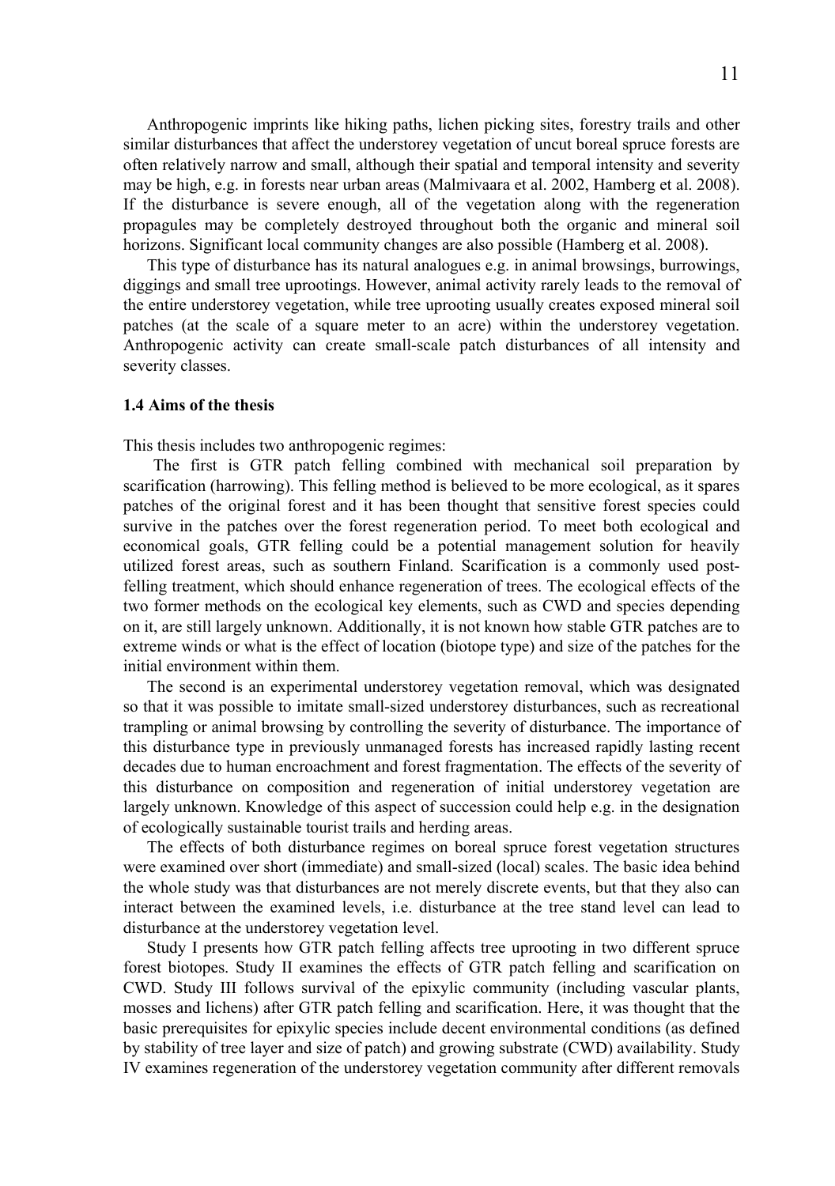Anthropogenic imprints like hiking paths, lichen picking sites, forestry trails and other similar disturbances that affect the understorey vegetation of uncut boreal spruce forests are often relatively narrow and small, although their spatial and temporal intensity and severity may be high, e.g. in forests near urban areas (Malmivaara et al. 2002, Hamberg et al. 2008). If the disturbance is severe enough, all of the vegetation along with the regeneration propagules may be completely destroyed throughout both the organic and mineral soil horizons. Significant local community changes are also possible (Hamberg et al. 2008).

This type of disturbance has its natural analogues e.g. in animal browsings, burrowings, diggings and small tree uprootings. However, animal activity rarely leads to the removal of the entire understorey vegetation, while tree uprooting usually creates exposed mineral soil patches (at the scale of a square meter to an acre) within the understorey vegetation. Anthropogenic activity can create small-scale patch disturbances of all intensity and severity classes.

### 1.4 Aims of the thesis

This thesis includes two anthropogenic regimes:

The first is GTR patch felling combined with mechanical soil preparation by scarification (harrowing). This felling method is believed to be more ecological, as it spares patches of the original forest and it has been thought that sensitive forest species could survive in the patches over the forest regeneration period. To meet both ecological and economical goals, GTR felling could be a potential management solution for heavily utilized forest areas, such as southern Finland. Scarification is a commonly used post-felling treatment, which should enhance regeneration of trees. The ecological effects of the two former methods on the ecological key elements, such as CWD and species depending on it, are still largely unknown. Additionally, it is not known how stable GTR patches are to extreme winds or what is the effect of location (biotope type) and size of the patches for the initial environment within them.

The second is an experimental understorey vegetation removal, which was designated so that it was possible to imitate small-sized understorey disturbances, such as recreational trampling or animal browsing by controlling the severity of disturbance. The importance of this disturbance type in previously unmanaged forests has increased rapidly lasting recent decades due to human encroachment and forest fragmentation. The effects of the severity of this disturbance on composition and regeneration of initial understorey vegetation are largely unknown. Knowledge of this aspect of succession could help e.g. in the designation of ecologically sustainable tourist trails and herding areas.

The effects of both disturbance regimes on boreal spruce forest vegetation structures were examined over short (immediate) and small-sized (local) scales. The basic idea behind the whole study was that disturbances are not merely discrete events, but that they also can interact between the examined levels, i.e. disturbance at the tree stand level can lead to disturbance at the understorey vegetation level.

Study I presents how GTR patch felling affects tree uprooting in two different spruce forest biotopes. Study II examines the effects of GTR patch felling and scarification on CWD. Study III follows survival of the epixylic community (including vascular plants, mosses and lichens) after GTR patch felling and scarification. Here, it was thought that the basic prerequisites for epixylic species include decent environmental conditions (as defined by stability of tree layer and size of patch) and growing substrate (CWD) availability. Study IV examines regeneration of the understorey vegetation community after different removals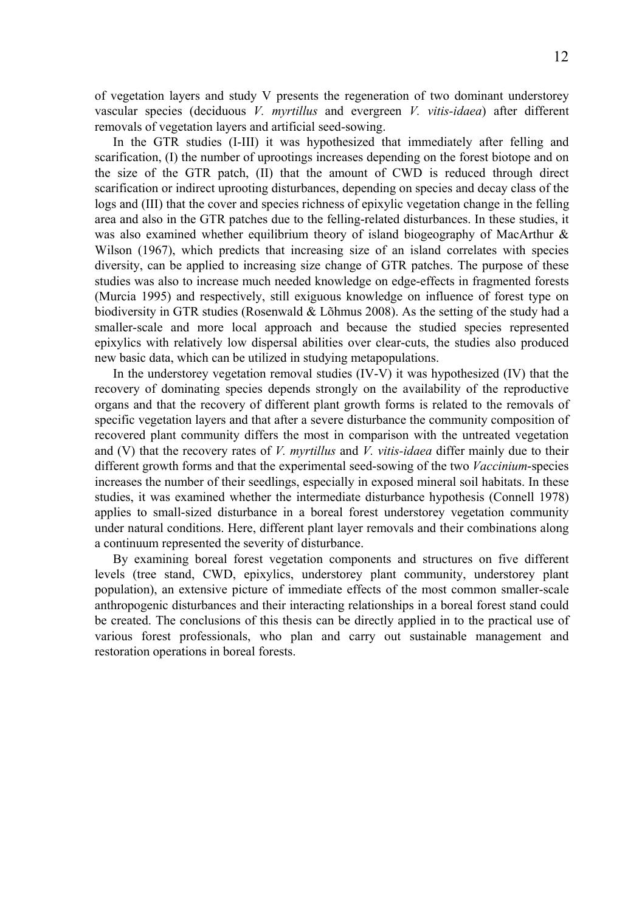of vegetation layers and study V presents the regeneration of two dominant understorey vascular species (deciduous *V. myrtillus* and evergreen *V. vitis-idaea*) after different removals of vegetation layers and artificial seed-sowing.

In the GTR studies (I-III) it was hypothesized that immediately after felling and scarification, (I) the number of uprootings increases depending on the forest biotope and on the size of the GTR patch, (II) that the amount of CWD is reduced through direct scarification or indirect uprooting disturbances, depending on species and decay class of the logs and (III) that the cover and species richness of epixylic vegetation change in the felling area and also in the GTR patches due to the felling-related disturbances. In these studies, it was also examined whether equilibrium theory of island biogeography of MacArthur & Wilson (1967), which predicts that increasing size of an island correlates with species diversity, can be applied to increasing size change of GTR patches. The purpose of these studies was also to increase much needed knowledge on edge-effects in fragmented forests (Murcia 1995) and respectively, still exiguous knowledge on influence of forest type on biodiversity in GTR studies (Rosenwald & Lõhmus 2008). As the setting of the study had a smaller-scale and more local approach and because the studied species represented epixylics with relatively low dispersal abilities over clear-cuts, the studies also produced new basic data, which can be utilized in studying metapopulations.

In the understorey vegetation removal studies (IV-V) it was hypothesized (IV) that the recovery of dominating species depends strongly on the availability of the reproductive organs and that the recovery of different plant growth forms is related to the removals of specific vegetation layers and that after a severe disturbance the community composition of recovered plant community differs the most in comparison with the untreated vegetation and (V) that the recovery rates of *V. myrtillus* and *V. vitis-idaea* differ mainly due to their different growth forms and that the experimental seed-sowing of the two *Vaccinium*-species increases the number of their seedlings, especially in exposed mineral soil habitats. In these studies, it was examined whether the intermediate disturbance hypothesis (Connell 1978) applies to small-sized disturbance in a boreal forest understorey vegetation community under natural conditions. Here, different plant layer removals and their combinations along a continuum represented the severity of disturbance.

By examining boreal forest vegetation components and structures on five different levels (tree stand, CWD, epixylics, understorey plant community, understorey plant population), an extensive picture of immediate effects of the most common smaller-scale anthropogenic disturbances and their interacting relationships in a boreal forest stand could be created. The conclusions of this thesis can be directly applied in to the practical use of various forest professionals, who plan and carry out sustainable management and restoration operations in boreal forests.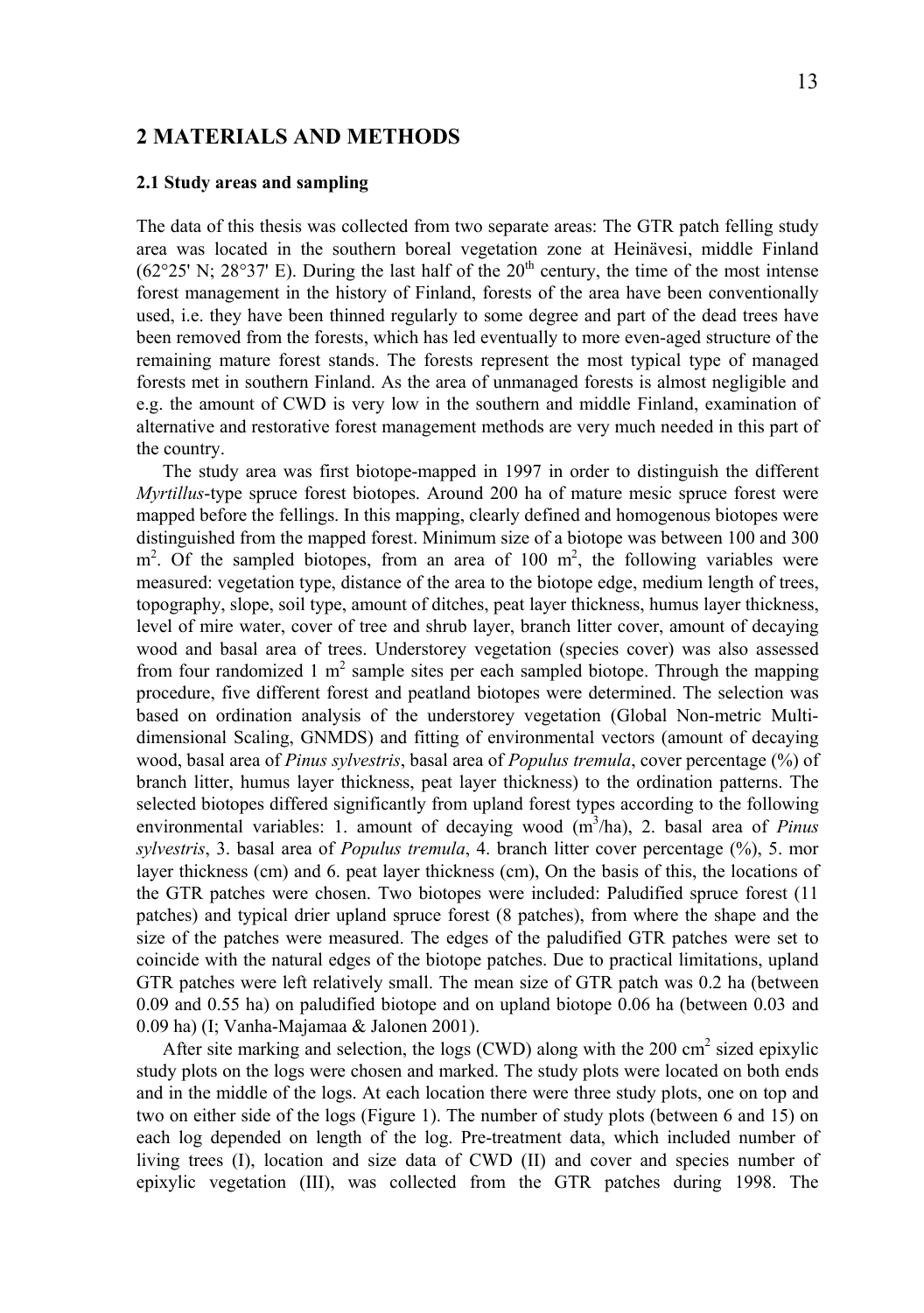## 2 MATERIALS AND METHODS

### 2.1 Study areas and sampling

The data of this thesis was collected from two separate areas: The GTR patch felling study area was located in the southern boreal vegetation zone at Heinävesi, middle Finland (62°25' N; 28°37' E). During the last half of the 20$^{th}$ century, the time of the most intense forest management in the history of Finland, forests of the area have been conventionally used, i.e. they have been thinned regularly to some degree and part of the dead trees have been removed from the forests, which has led eventually to more even-aged structure of the remaining mature forest stands. The forests represent the most typical type of managed forests met in southern Finland. As the area of unmanaged forests is almost negligible and e.g. the amount of CWD is very low in the southern and middle Finland, examination of alternative and restorative forest management methods are very much needed in this part of the country.

The study area was first biotope-mapped in 1997 in order to distinguish the different *Myrtillus*-type spruce forest biotopes. Around 200 ha of mature mesic spruce forest were mapped before the fellings. In this mapping, clearly defined and homogenous biotopes were distinguished from the mapped forest. Minimum size of a biotope was between 100 and 300 m$^2$. Of the sampled biotopes, from an area of 100 m$^2$, the following variables were measured: vegetation type, distance of the area to the biotope edge, medium length of trees, topography, slope, soil type, amount of ditches, peat layer thickness, humus layer thickness, level of mire water, cover of tree and shrub layer, branch litter cover, amount of decaying wood and basal area of trees. Understorey vegetation (species cover) was also assessed from four randomized 1 m$^2$ sample sites per each sampled biotope. Through the mapping procedure, five different forest and peatland biotopes were determined. The selection was based on ordination analysis of the understorey vegetation (Global Non-metric Multi-dimensional Scaling, GNMDS) and fitting of environmental vectors (amount of decaying wood, basal area of *Pinus sylvestris*, basal area of *Populus tremula*, cover percentage (%) of branch litter, humus layer thickness, peat layer thickness) to the ordination patterns. The selected biotopes differed significantly from upland forest types according to the following environmental variables: 1. amount of decaying wood (m$^3$/ha), 2. basal area of *Pinus sylvestris*, 3. basal area of *Populus tremula*, 4. branch litter cover percentage (%), 5. mor layer thickness (cm) and 6. peat layer thickness (cm), On the basis of this, the locations of the GTR patches were chosen. Two biotopes were included: Paludified spruce forest (11 patches) and typical drier upland spruce forest (8 patches), from where the shape and the size of the patches were measured. The edges of the paludified GTR patches were set to coincide with the natural edges of the biotope patches. Due to practical limitations, upland GTR patches were left relatively small. The mean size of GTR patch was 0.2 ha (between 0.09 and 0.55 ha) on paludified biotope and on upland biotope 0.06 ha (between 0.03 and 0.09 ha) (I; Vanha-Majamaa & Jalonen 2001).

After site marking and selection, the logs (CWD) along with the 200 cm$^2$ sized epixylic study plots on the logs were chosen and marked. The study plots were located on both ends and in the middle of the logs. At each location there were three study plots, one on top and two on either side of the logs (Figure 1). The number of study plots (between 6 and 15) on each log depended on length of the log. Pre-treatment data, which included number of living trees (I), location and size data of CWD (II) and cover and species number of epixylic vegetation (III), was collected from the GTR patches during 1998. The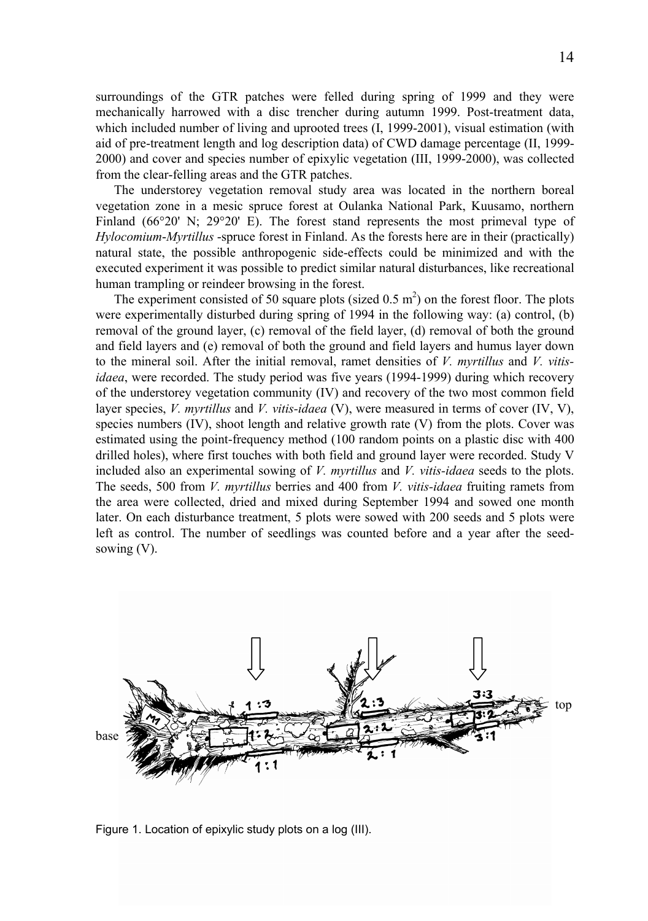surroundings of the GTR patches were felled during spring of 1999 and they were mechanically harrowed with a disc trencher during autumn 1999. Post-treatment data, which included number of living and uprooted trees (I, 1999-2001), visual estimation (with aid of pre-treatment length and log description data) of CWD damage percentage (II, 1999-2000) and cover and species number of epixylic vegetation (III, 1999-2000), was collected from the clear-felling areas and the GTR patches.

The understorey vegetation removal study area was located in the northern boreal vegetation zone in a mesic spruce forest at Oulanka National Park, Kuusamo, northern Finland (66°20' N; 29°20' E). The forest stand represents the most primeval type of *Hylocomium-Myrtillus* -spruce forest in Finland. As the forests here are in their (practically) natural state, the possible anthropogenic side-effects could be minimized and with the executed experiment it was possible to predict similar natural disturbances, like recreational human trampling or reindeer browsing in the forest.

The experiment consisted of 50 square plots (sized 0.5 $m^2$) on the forest floor. The plots were experimentally disturbed during spring of 1994 in the following way: (a) control, (b) removal of the ground layer, (c) removal of the field layer, (d) removal of both the ground and field layers and (e) removal of both the ground and field layers and humus layer down to the mineral soil. After the initial removal, ramet densities of *V. myrtillus* and *V. vitis-idaea*, were recorded. The study period was five years (1994-1999) during which recovery of the understorey vegetation community (IV) and recovery of the two most common field layer species, *V. myrtillus* and *V. vitis-idaea* (V), were measured in terms of cover (IV, V), species numbers (IV), shoot length and relative growth rate (V) from the plots. Cover was estimated using the point-frequency method (100 random points on a plastic disc with 400 drilled holes), where first touches with both field and ground layer were recorded. Study V included also an experimental sowing of *V. myrtillus* and *V. vitis-idaea* seeds to the plots. The seeds, 500 from *V. myrtillus* berries and 400 from *V. vitis-idaea* fruiting ramets from the area were collected, dried and mixed during September 1994 and sowed one month later. On each disturbance treatment, 5 plots were sowed with 200 seeds and 5 plots were left as control. The number of seedlings was counted before and a year after the seed-sowing (V).

Figure 1. Location of epixylic study plots on a log (III).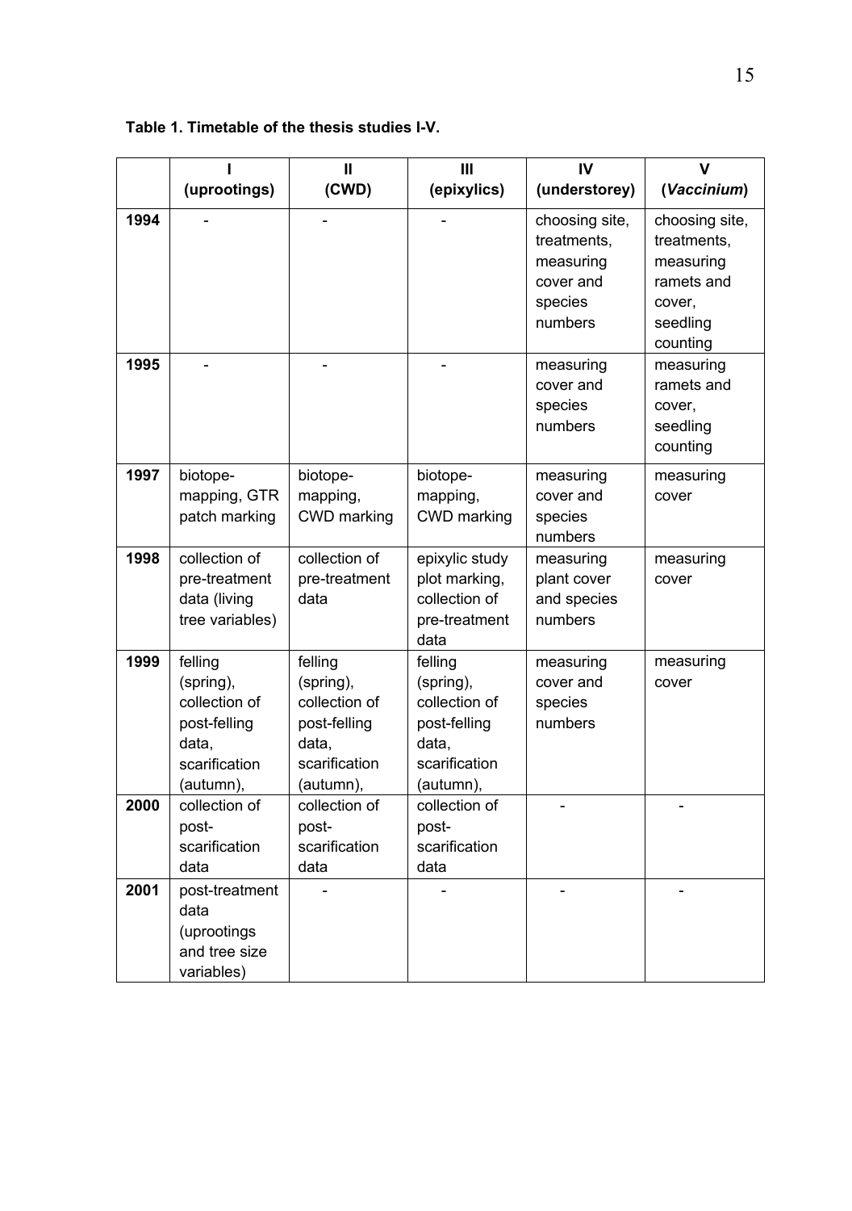**Table 1. Timetable of the thesis studies I-V.**

| | I (uprootings) | II (CWD) | III (epixylics) | IV (understorey) | V (*Vaccinium*) |
|---|---|---|---|---|---|
| **1994** | - | - | - | choosing site, treatments, measuring cover and species numbers | choosing site, treatments, measuring ramets and cover, seedling counting |
| **1995** | - | - | - | measuring cover and species numbers | measuring ramets and cover, seedling counting |
| **1997** | biotope-mapping, GTR patch marking | biotope-mapping, CWD marking | biotope-mapping, CWD marking | measuring cover and species numbers | measuring cover |
| **1998** | collection of pre-treatment data (living tree variables) | collection of pre-treatment data | epixylic study plot marking, collection of pre-treatment data | measuring plant cover and species numbers | measuring cover |
| **1999** | felling (spring), collection of post-felling data, scarification (autumn), | felling (spring), collection of post-felling data, scarification (autumn), | felling (spring), collection of post-felling data, scarification (autumn), | measuring cover and species numbers | measuring cover |
| **2000** | collection of post-scarification data | collection of post-scarification data | collection of post-scarification data | - | - |
| **2001** | post-treatment data (uprootings and tree size variables) | - | - | - | - |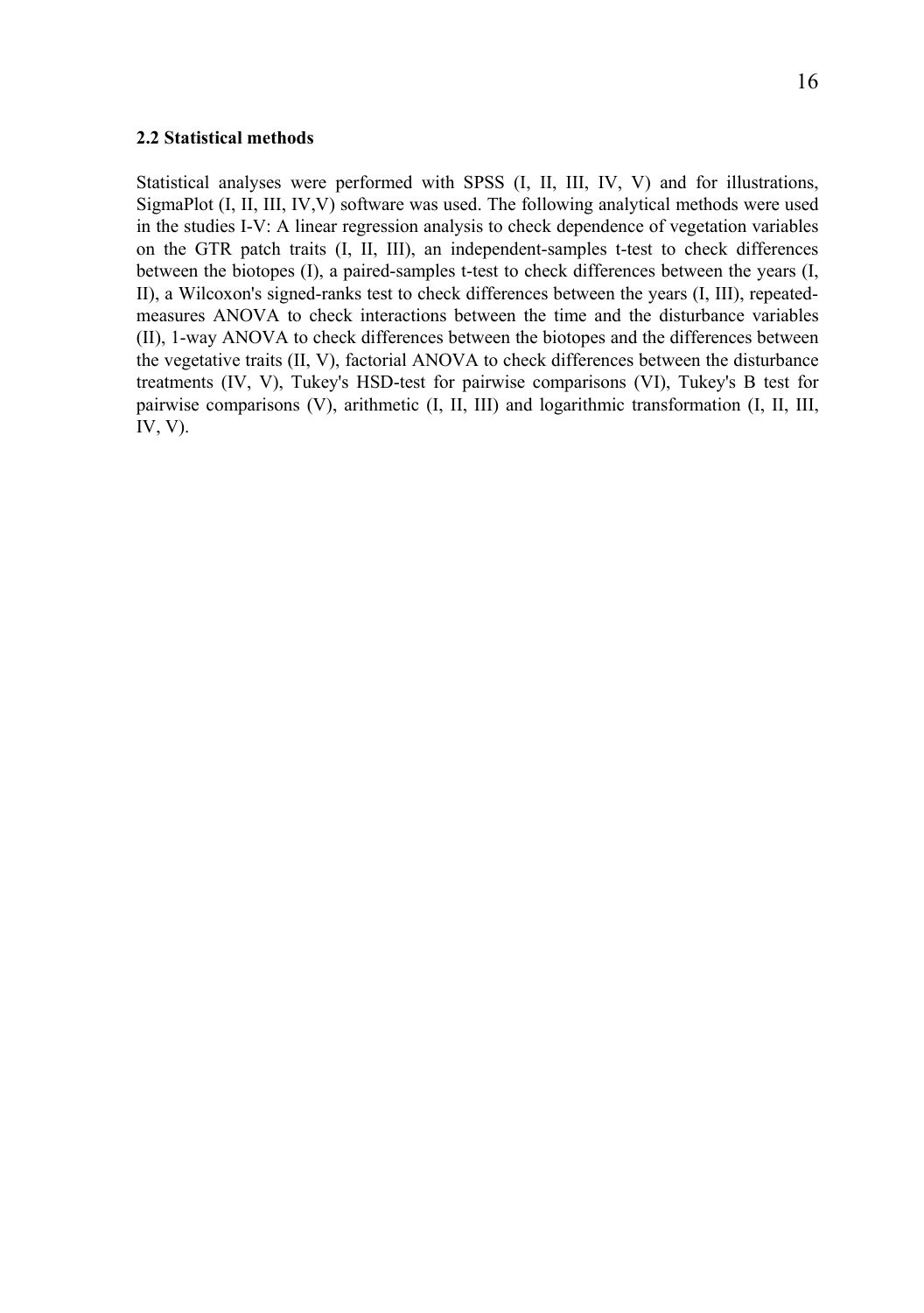### 2.2 Statistical methods

Statistical analyses were performed with SPSS (I, II, III, IV, V) and for illustrations, SigmaPlot (I, II, III, IV,V) software was used. The following analytical methods were used in the studies I-V: A linear regression analysis to check dependence of vegetation variables on the GTR patch traits (I, II, III), an independent-samples t-test to check differences between the biotopes (I), a paired-samples t-test to check differences between the years (I, II), a Wilcoxon's signed-ranks test to check differences between the years (I, III), repeated-measures ANOVA to check interactions between the time and the disturbance variables (II), 1-way ANOVA to check differences between the biotopes and the differences between the vegetative traits (II, V), factorial ANOVA to check differences between the disturbance treatments (IV, V), Tukey's HSD-test for pairwise comparisons (VI), Tukey's B test for pairwise comparisons (V), arithmetic (I, II, III) and logarithmic transformation (I, II, III, IV, V).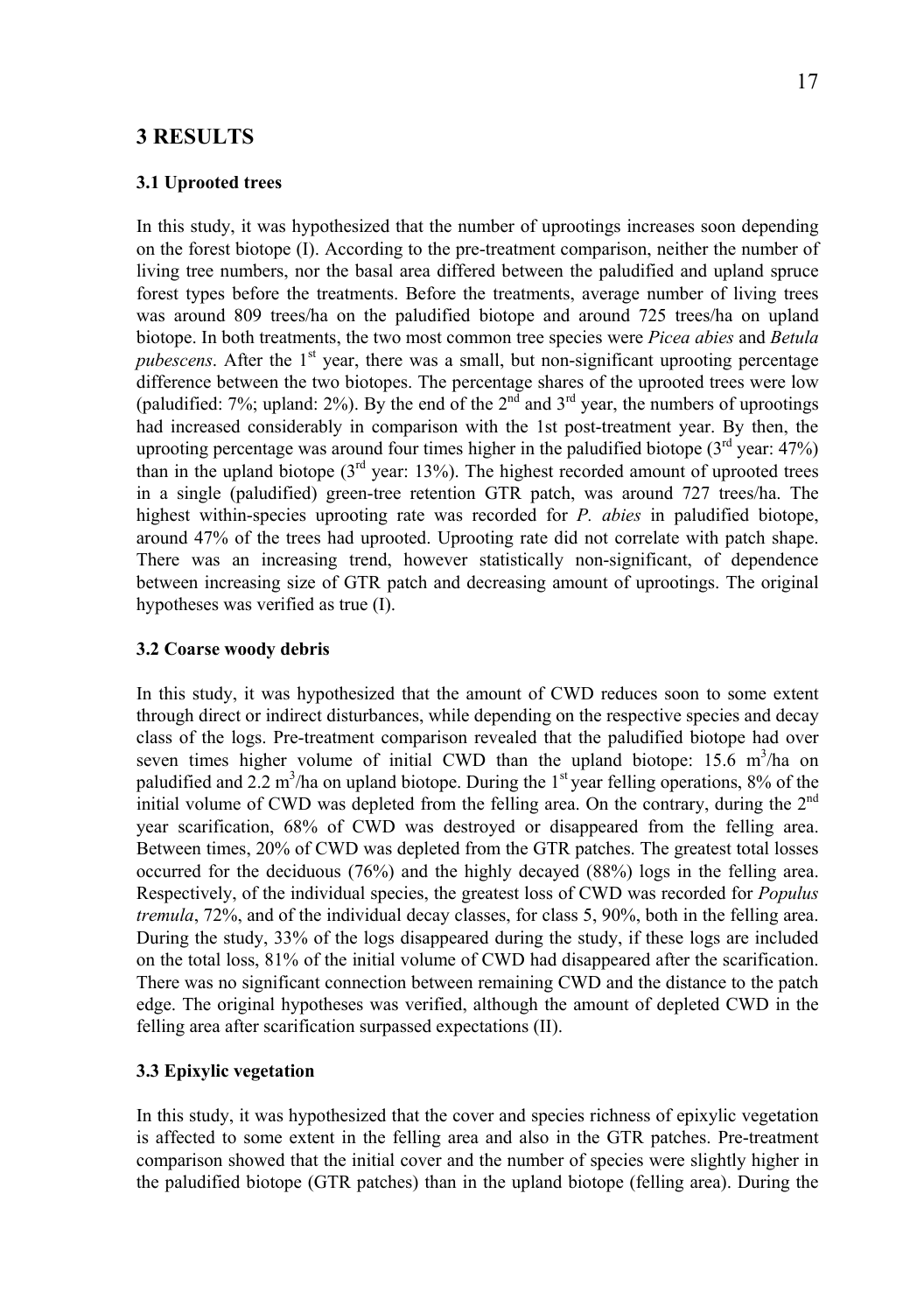## 3 RESULTS

### 3.1 Uprooted trees

In this study, it was hypothesized that the number of uprootings increases soon depending on the forest biotope (I). According to the pre-treatment comparison, neither the number of living tree numbers, nor the basal area differed between the paludified and upland spruce forest types before the treatments. Before the treatments, average number of living trees was around 809 trees/ha on the paludified biotope and around 725 trees/ha on upland biotope. In both treatments, the two most common tree species were *Picea abies* and *Betula pubescens*. After the 1st year, there was a small, but non-significant uprooting percentage difference between the two biotopes. The percentage shares of the uprooted trees were low (paludified: 7%; upland: 2%). By the end of the 2nd and 3rd year, the numbers of uprootings had increased considerably in comparison with the 1st post-treatment year. By then, the uprooting percentage was around four times higher in the paludified biotope (3rd year: 47%) than in the upland biotope (3rd year: 13%). The highest recorded amount of uprooted trees in a single (paludified) green-tree retention GTR patch, was around 727 trees/ha. The highest within-species uprooting rate was recorded for *P. abies* in paludified biotope, around 47% of the trees had uprooted. Uprooting rate did not correlate with patch shape. There was an increasing trend, however statistically non-significant, of dependence between increasing size of GTR patch and decreasing amount of uprootings. The original hypotheses was verified as true (I).

### 3.2 Coarse woody debris

In this study, it was hypothesized that the amount of CWD reduces soon to some extent through direct or indirect disturbances, while depending on the respective species and decay class of the logs. Pre-treatment comparison revealed that the paludified biotope had over seven times higher volume of initial CWD than the upland biotope: 15.6 $m^3$/ha on paludified and 2.2 $m^3$/ha on upland biotope. During the 1st year felling operations, 8% of the initial volume of CWD was depleted from the felling area. On the contrary, during the 2nd year scarification, 68% of CWD was destroyed or disappeared from the felling area. Between times, 20% of CWD was depleted from the GTR patches. The greatest total losses occurred for the deciduous (76%) and the highly decayed (88%) logs in the felling area. Respectively, of the individual species, the greatest loss of CWD was recorded for *Populus tremula*, 72%, and of the individual decay classes, for class 5, 90%, both in the felling area. During the study, 33% of the logs disappeared during the study, if these logs are included on the total loss, 81% of the initial volume of CWD had disappeared after the scarification. There was no significant connection between remaining CWD and the distance to the patch edge. The original hypotheses was verified, although the amount of depleted CWD in the felling area after scarification surpassed expectations (II).

### 3.3 Epixylic vegetation

In this study, it was hypothesized that the cover and species richness of epixylic vegetation is affected to some extent in the felling area and also in the GTR patches. Pre-treatment comparison showed that the initial cover and the number of species were slightly higher in the paludified biotope (GTR patches) than in the upland biotope (felling area). During the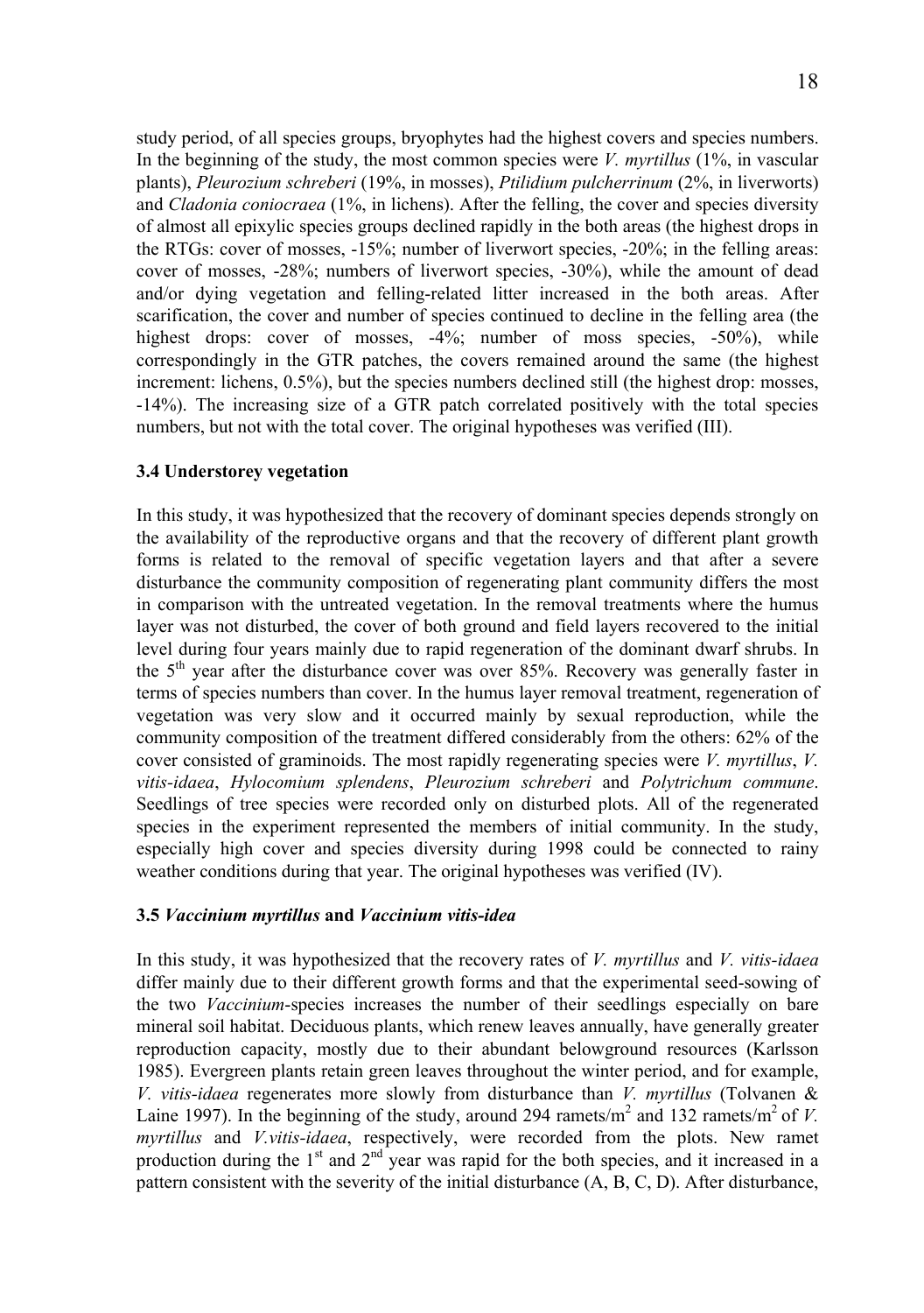study period, of all species groups, bryophytes had the highest covers and species numbers. In the beginning of the study, the most common species were *V. myrtillus* (1%, in vascular plants), *Pleurozium schreberi* (19%, in mosses), *Ptilidium pulcherrinum* (2%, in liverworts) and *Cladonia coniocraea* (1%, in lichens). After the felling, the cover and species diversity of almost all epixylic species groups declined rapidly in the both areas (the highest drops in the RTGs: cover of mosses, -15%; number of liverwort species, -20%; in the felling areas: cover of mosses, -28%; numbers of liverwort species, -30%), while the amount of dead and/or dying vegetation and felling-related litter increased in the both areas. After scarification, the cover and number of species continued to decline in the felling area (the highest drops: cover of mosses, -4%; number of moss species, -50%), while correspondingly in the GTR patches, the covers remained around the same (the highest increment: lichens, 0.5%), but the species numbers declined still (the highest drop: mosses, -14%). The increasing size of a GTR patch correlated positively with the total species numbers, but not with the total cover. The original hypotheses was verified (III).

### 3.4 Understorey vegetation

In this study, it was hypothesized that the recovery of dominant species depends strongly on the availability of the reproductive organs and that the recovery of different plant growth forms is related to the removal of specific vegetation layers and that after a severe disturbance the community composition of regenerating plant community differs the most in comparison with the untreated vegetation. In the removal treatments where the humus layer was not disturbed, the cover of both ground and field layers recovered to the initial level during four years mainly due to rapid regeneration of the dominant dwarf shrubs. In the 5$^{th}$ year after the disturbance cover was over 85%. Recovery was generally faster in terms of species numbers than cover. In the humus layer removal treatment, regeneration of vegetation was very slow and it occurred mainly by sexual reproduction, while the community composition of the treatment differed considerably from the others: 62% of the cover consisted of graminoids. The most rapidly regenerating species were *V. myrtillus*, *V. vitis-idaea*, *Hylocomium splendens*, *Pleurozium schreberi* and *Polytrichum commune*. Seedlings of tree species were recorded only on disturbed plots. All of the regenerated species in the experiment represented the members of initial community. In the study, especially high cover and species diversity during 1998 could be connected to rainy weather conditions during that year. The original hypotheses was verified (IV).

### 3.5 *Vaccinium myrtillus* and *Vaccinium vitis-idea*

In this study, it was hypothesized that the recovery rates of *V. myrtillus* and *V. vitis-idaea* differ mainly due to their different growth forms and that the experimental seed-sowing of the two *Vaccinium*-species increases the number of their seedlings especially on bare mineral soil habitat. Deciduous plants, which renew leaves annually, have generally greater reproduction capacity, mostly due to their abundant belowground resources (Karlsson 1985). Evergreen plants retain green leaves throughout the winter period, and for example, *V. vitis-idaea* regenerates more slowly from disturbance than *V. myrtillus* (Tolvanen & Laine 1997). In the beginning of the study, around 294 ramets/m$^2$ and 132 ramets/m$^2$ of *V. myrtillus* and *V.vitis-idaea*, respectively, were recorded from the plots. New ramet production during the 1$^{st}$ and 2$^{nd}$ year was rapid for the both species, and it increased in a pattern consistent with the severity of the initial disturbance (A, B, C, D). After disturbance,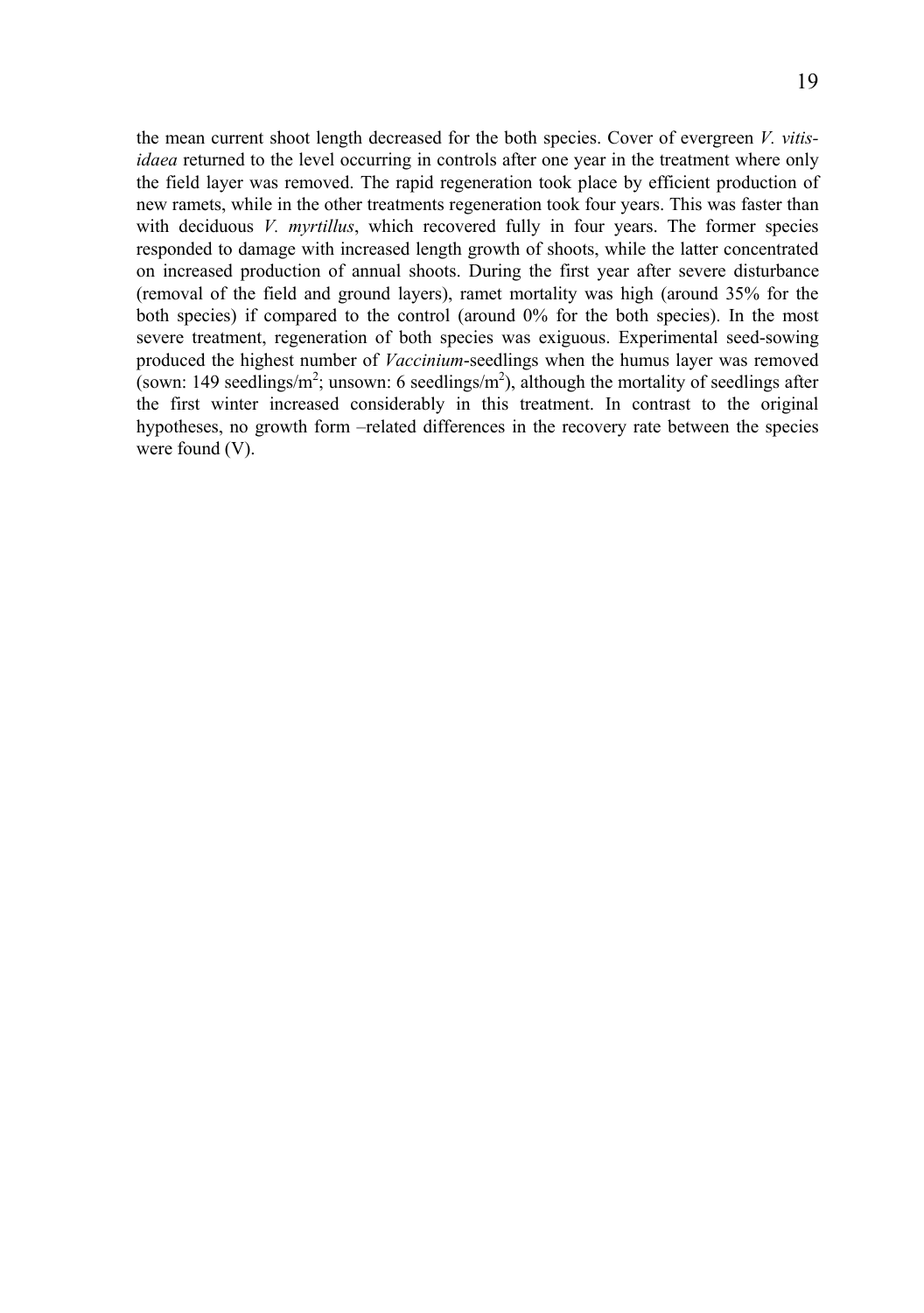the mean current shoot length decreased for the both species. Cover of evergreen *V. vitis-idaea* returned to the level occurring in controls after one year in the treatment where only the field layer was removed. The rapid regeneration took place by efficient production of new ramets, while in the other treatments regeneration took four years. This was faster than with deciduous *V. myrtillus*, which recovered fully in four years. The former species responded to damage with increased length growth of shoots, while the latter concentrated on increased production of annual shoots. During the first year after severe disturbance (removal of the field and ground layers), ramet mortality was high (around 35% for the both species) if compared to the control (around 0% for the both species). In the most severe treatment, regeneration of both species was exiguous. Experimental seed-sowing produced the highest number of *Vaccinium*-seedlings when the humus layer was removed (sown: 149 seedlings/m$^2$; unsown: 6 seedlings/m$^2$), although the mortality of seedlings after the first winter increased considerably in this treatment. In contrast to the original hypotheses, no growth form –related differences in the recovery rate between the species were found (V).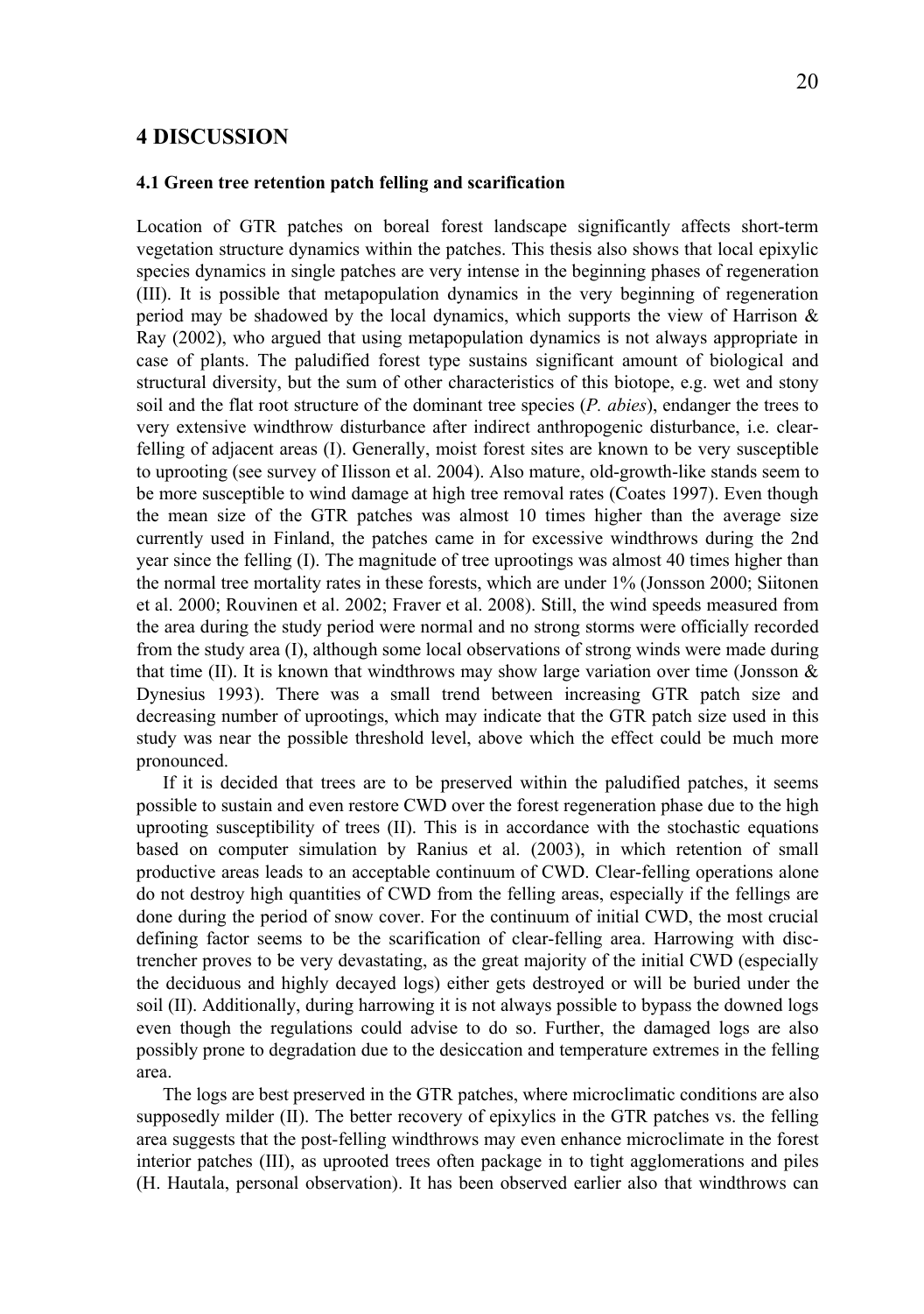# 4 DISCUSSION

### 4.1 Green tree retention patch felling and scarification

Location of GTR patches on boreal forest landscape significantly affects short-term vegetation structure dynamics within the patches. This thesis also shows that local epixylic species dynamics in single patches are very intense in the beginning phases of regeneration (III). It is possible that metapopulation dynamics in the very beginning of regeneration period may be shadowed by the local dynamics, which supports the view of Harrison & Ray (2002), who argued that using metapopulation dynamics is not always appropriate in case of plants. The paludified forest type sustains significant amount of biological and structural diversity, but the sum of other characteristics of this biotope, e.g. wet and stony soil and the flat root structure of the dominant tree species (*P. abies*), endanger the trees to very extensive windthrow disturbance after indirect anthropogenic disturbance, i.e. clear-felling of adjacent areas (I). Generally, moist forest sites are known to be very susceptible to uprooting (see survey of Ilisson et al. 2004). Also mature, old-growth-like stands seem to be more susceptible to wind damage at high tree removal rates (Coates 1997). Even though the mean size of the GTR patches was almost 10 times higher than the average size currently used in Finland, the patches came in for excessive windthrows during the 2nd year since the felling (I). The magnitude of tree uprootings was almost 40 times higher than the normal tree mortality rates in these forests, which are under 1% (Jonsson 2000; Siitonen et al. 2000; Rouvinen et al. 2002; Fraver et al. 2008). Still, the wind speeds measured from the area during the study period were normal and no strong storms were officially recorded from the study area (I), although some local observations of strong winds were made during that time (II). It is known that windthrows may show large variation over time (Jonsson & Dynesius 1993). There was a small trend between increasing GTR patch size and decreasing number of uprootings, which may indicate that the GTR patch size used in this study was near the possible threshold level, above which the effect could be much more pronounced.

If it is decided that trees are to be preserved within the paludified patches, it seems possible to sustain and even restore CWD over the forest regeneration phase due to the high uprooting susceptibility of trees (II). This is in accordance with the stochastic equations based on computer simulation by Ranius et al. (2003), in which retention of small productive areas leads to an acceptable continuum of CWD. Clear-felling operations alone do not destroy high quantities of CWD from the felling areas, especially if the fellings are done during the period of snow cover. For the continuum of initial CWD, the most crucial defining factor seems to be the scarification of clear-felling area. Harrowing with disc-trencher proves to be very devastating, as the great majority of the initial CWD (especially the deciduous and highly decayed logs) either gets destroyed or will be buried under the soil (II). Additionally, during harrowing it is not always possible to bypass the downed logs even though the regulations could advise to do so. Further, the damaged logs are also possibly prone to degradation due to the desiccation and temperature extremes in the felling area.

The logs are best preserved in the GTR patches, where microclimatic conditions are also supposedly milder (II). The better recovery of epixylics in the GTR patches vs. the felling area suggests that the post-felling windthrows may even enhance microclimate in the forest interior patches (III), as uprooted trees often package in to tight agglomerations and piles (H. Hautala, personal observation). It has been observed earlier also that windthrows can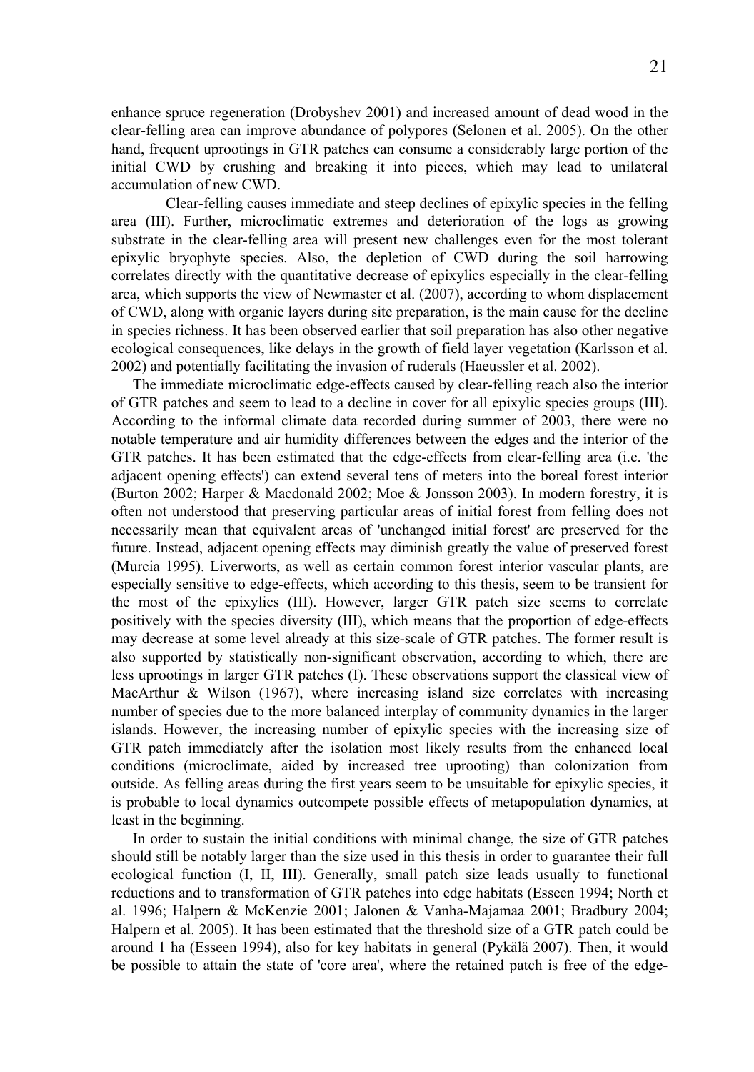enhance spruce regeneration (Drobyshev 2001) and increased amount of dead wood in the clear-felling area can improve abundance of polypores (Selonen et al. 2005). On the other hand, frequent uprootings in GTR patches can consume a considerably large portion of the initial CWD by crushing and breaking it into pieces, which may lead to unilateral accumulation of new CWD.

Clear-felling causes immediate and steep declines of epixylic species in the felling area (III). Further, microclimatic extremes and deterioration of the logs as growing substrate in the clear-felling area will present new challenges even for the most tolerant epixylic bryophyte species. Also, the depletion of CWD during the soil harrowing correlates directly with the quantitative decrease of epixylics especially in the clear-felling area, which supports the view of Newmaster et al. (2007), according to whom displacement of CWD, along with organic layers during site preparation, is the main cause for the decline in species richness. It has been observed earlier that soil preparation has also other negative ecological consequences, like delays in the growth of field layer vegetation (Karlsson et al. 2002) and potentially facilitating the invasion of ruderals (Haeussler et al. 2002).

The immediate microclimatic edge-effects caused by clear-felling reach also the interior of GTR patches and seem to lead to a decline in cover for all epixylic species groups (III). According to the informal climate data recorded during summer of 2003, there were no notable temperature and air humidity differences between the edges and the interior of the GTR patches. It has been estimated that the edge-effects from clear-felling area (i.e. 'the adjacent opening effects') can extend several tens of meters into the boreal forest interior (Burton 2002; Harper & Macdonald 2002; Moe & Jonsson 2003). In modern forestry, it is often not understood that preserving particular areas of initial forest from felling does not necessarily mean that equivalent areas of 'unchanged initial forest' are preserved for the future. Instead, adjacent opening effects may diminish greatly the value of preserved forest (Murcia 1995). Liverworts, as well as certain common forest interior vascular plants, are especially sensitive to edge-effects, which according to this thesis, seem to be transient for the most of the epixylics (III). However, larger GTR patch size seems to correlate positively with the species diversity (III), which means that the proportion of edge-effects may decrease at some level already at this size-scale of GTR patches. The former result is also supported by statistically non-significant observation, according to which, there are less uprootings in larger GTR patches (I). These observations support the classical view of MacArthur & Wilson (1967), where increasing island size correlates with increasing number of species due to the more balanced interplay of community dynamics in the larger islands. However, the increasing number of epixylic species with the increasing size of GTR patch immediately after the isolation most likely results from the enhanced local conditions (microclimate, aided by increased tree uprooting) than colonization from outside. As felling areas during the first years seem to be unsuitable for epixylic species, it is probable to local dynamics outcompete possible effects of metapopulation dynamics, at least in the beginning.

In order to sustain the initial conditions with minimal change, the size of GTR patches should still be notably larger than the size used in this thesis in order to guarantee their full ecological function (I, II, III). Generally, small patch size leads usually to functional reductions and to transformation of GTR patches into edge habitats (Esseen 1994; North et al. 1996; Halpern & McKenzie 2001; Jalonen & Vanha-Majamaa 2001; Bradbury 2004; Halpern et al. 2005). It has been estimated that the threshold size of a GTR patch could be around 1 ha (Esseen 1994), also for key habitats in general (Pykälä 2007). Then, it would be possible to attain the state of 'core area', where the retained patch is free of the edge-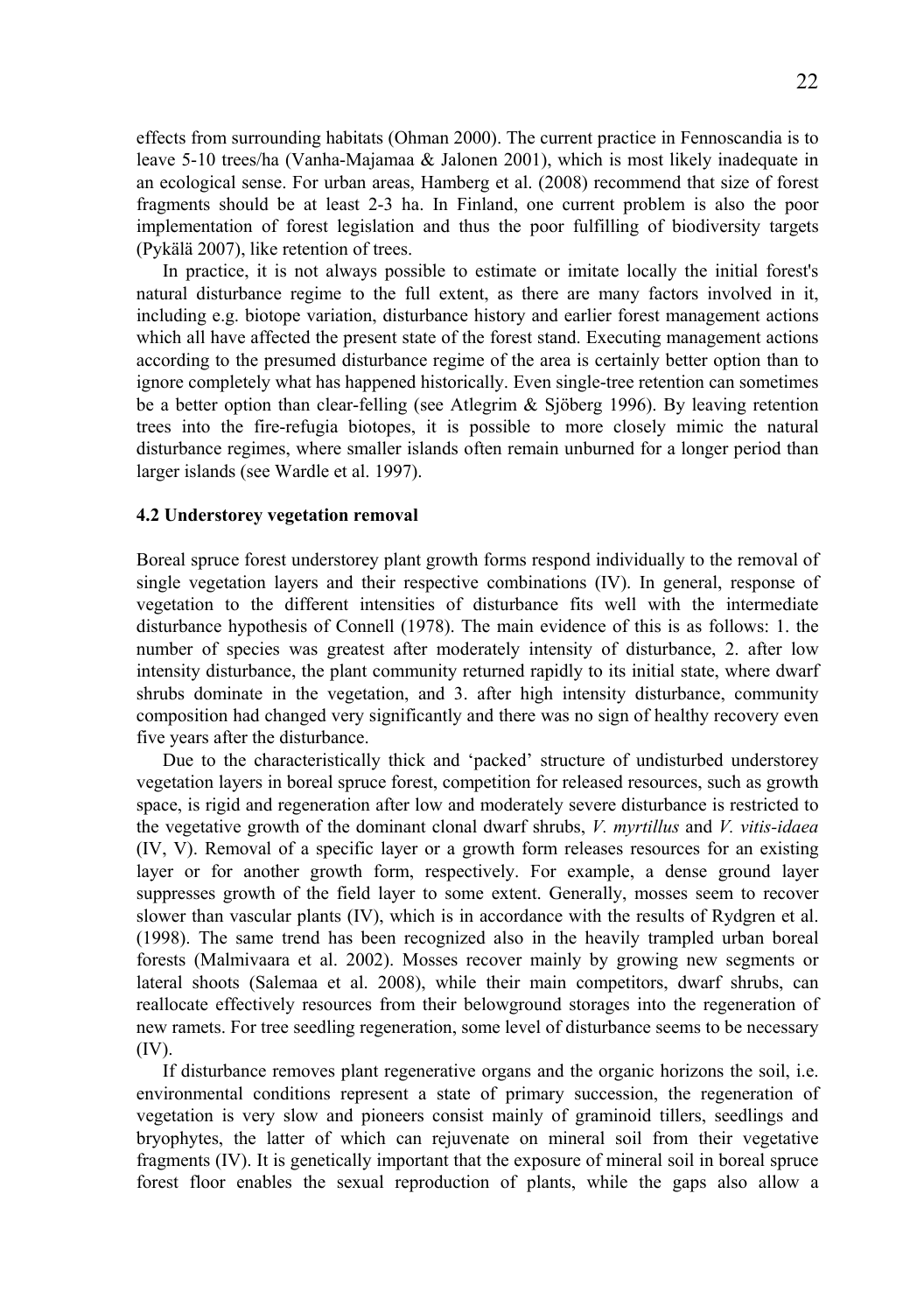effects from surrounding habitats (Ohman 2000). The current practice in Fennoscandia is to leave 5-10 trees/ha (Vanha-Majamaa & Jalonen 2001), which is most likely inadequate in an ecological sense. For urban areas, Hamberg et al. (2008) recommend that size of forest fragments should be at least 2-3 ha. In Finland, one current problem is also the poor implementation of forest legislation and thus the poor fulfilling of biodiversity targets (Pykälä 2007), like retention of trees.

In practice, it is not always possible to estimate or imitate locally the initial forest's natural disturbance regime to the full extent, as there are many factors involved in it, including e.g. biotope variation, disturbance history and earlier forest management actions which all have affected the present state of the forest stand. Executing management actions according to the presumed disturbance regime of the area is certainly better option than to ignore completely what has happened historically. Even single-tree retention can sometimes be a better option than clear-felling (see Atlegrim & Sjöberg 1996). By leaving retention trees into the fire-refugia biotopes, it is possible to more closely mimic the natural disturbance regimes, where smaller islands often remain unburned for a longer period than larger islands (see Wardle et al. 1997).

### 4.2 Understorey vegetation removal

Boreal spruce forest understorey plant growth forms respond individually to the removal of single vegetation layers and their respective combinations (IV). In general, response of vegetation to the different intensities of disturbance fits well with the intermediate disturbance hypothesis of Connell (1978). The main evidence of this is as follows: 1. the number of species was greatest after moderately intensity of disturbance, 2. after low intensity disturbance, the plant community returned rapidly to its initial state, where dwarf shrubs dominate in the vegetation, and 3. after high intensity disturbance, community composition had changed very significantly and there was no sign of healthy recovery even five years after the disturbance.

Due to the characteristically thick and 'packed' structure of undisturbed understorey vegetation layers in boreal spruce forest, competition for released resources, such as growth space, is rigid and regeneration after low and moderately severe disturbance is restricted to the vegetative growth of the dominant clonal dwarf shrubs, *V. myrtillus* and *V. vitis-idaea* (IV, V). Removal of a specific layer or a growth form releases resources for an existing layer or for another growth form, respectively. For example, a dense ground layer suppresses growth of the field layer to some extent. Generally, mosses seem to recover slower than vascular plants (IV), which is in accordance with the results of Rydgren et al. (1998). The same trend has been recognized also in the heavily trampled urban boreal forests (Malmivaara et al. 2002). Mosses recover mainly by growing new segments or lateral shoots (Salemaa et al. 2008), while their main competitors, dwarf shrubs, can reallocate effectively resources from their belowground storages into the regeneration of new ramets. For tree seedling regeneration, some level of disturbance seems to be necessary (IV).

If disturbance removes plant regenerative organs and the organic horizons the soil, i.e. environmental conditions represent a state of primary succession, the regeneration of vegetation is very slow and pioneers consist mainly of graminoid tillers, seedlings and bryophytes, the latter of which can rejuvenate on mineral soil from their vegetative fragments (IV). It is genetically important that the exposure of mineral soil in boreal spruce forest floor enables the sexual reproduction of plants, while the gaps also allow a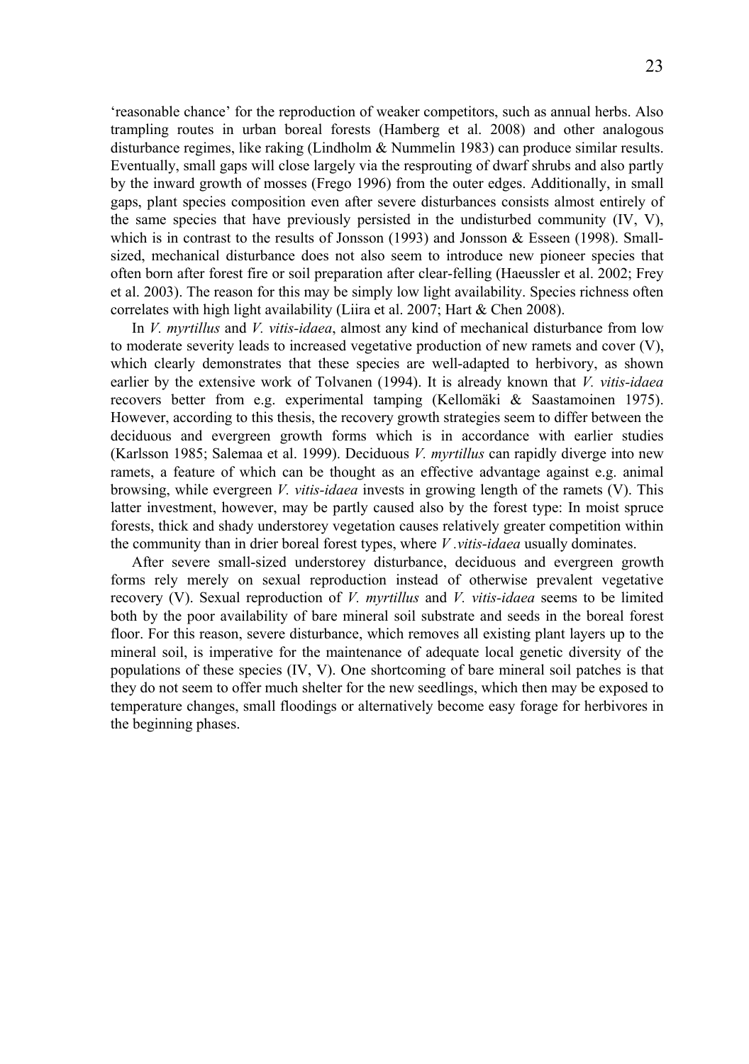'reasonable chance' for the reproduction of weaker competitors, such as annual herbs. Also trampling routes in urban boreal forests (Hamberg et al. 2008) and other analogous disturbance regimes, like raking (Lindholm & Nummelin 1983) can produce similar results. Eventually, small gaps will close largely via the resprouting of dwarf shrubs and also partly by the inward growth of mosses (Frego 1996) from the outer edges. Additionally, in small gaps, plant species composition even after severe disturbances consists almost entirely of the same species that have previously persisted in the undisturbed community (IV, V), which is in contrast to the results of Jonsson (1993) and Jonsson & Esseen (1998). Small-sized, mechanical disturbance does not also seem to introduce new pioneer species that often born after forest fire or soil preparation after clear-felling (Haeussler et al. 2002; Frey et al. 2003). The reason for this may be simply low light availability. Species richness often correlates with high light availability (Liira et al. 2007; Hart & Chen 2008).

In *V. myrtillus* and *V. vitis-idaea*, almost any kind of mechanical disturbance from low to moderate severity leads to increased vegetative production of new ramets and cover (V), which clearly demonstrates that these species are well-adapted to herbivory, as shown earlier by the extensive work of Tolvanen (1994). It is already known that *V. vitis-idaea* recovers better from e.g. experimental tamping (Kellomäki & Saastamoinen 1975). However, according to this thesis, the recovery growth strategies seem to differ between the deciduous and evergreen growth forms which is in accordance with earlier studies (Karlsson 1985; Salemaa et al. 1999). Deciduous *V. myrtillus* can rapidly diverge into new ramets, a feature of which can be thought as an effective advantage against e.g. animal browsing, while evergreen *V. vitis-idaea* invests in growing length of the ramets (V). This latter investment, however, may be partly caused also by the forest type: In moist spruce forests, thick and shady understorey vegetation causes relatively greater competition within the community than in drier boreal forest types, where *V .vitis-idaea* usually dominates.

After severe small-sized understorey disturbance, deciduous and evergreen growth forms rely merely on sexual reproduction instead of otherwise prevalent vegetative recovery (V). Sexual reproduction of *V. myrtillus* and *V. vitis-idaea* seems to be limited both by the poor availability of bare mineral soil substrate and seeds in the boreal forest floor. For this reason, severe disturbance, which removes all existing plant layers up to the mineral soil, is imperative for the maintenance of adequate local genetic diversity of the populations of these species (IV, V). One shortcoming of bare mineral soil patches is that they do not seem to offer much shelter for the new seedlings, which then may be exposed to temperature changes, small floodings or alternatively become easy forage for herbivores in the beginning phases.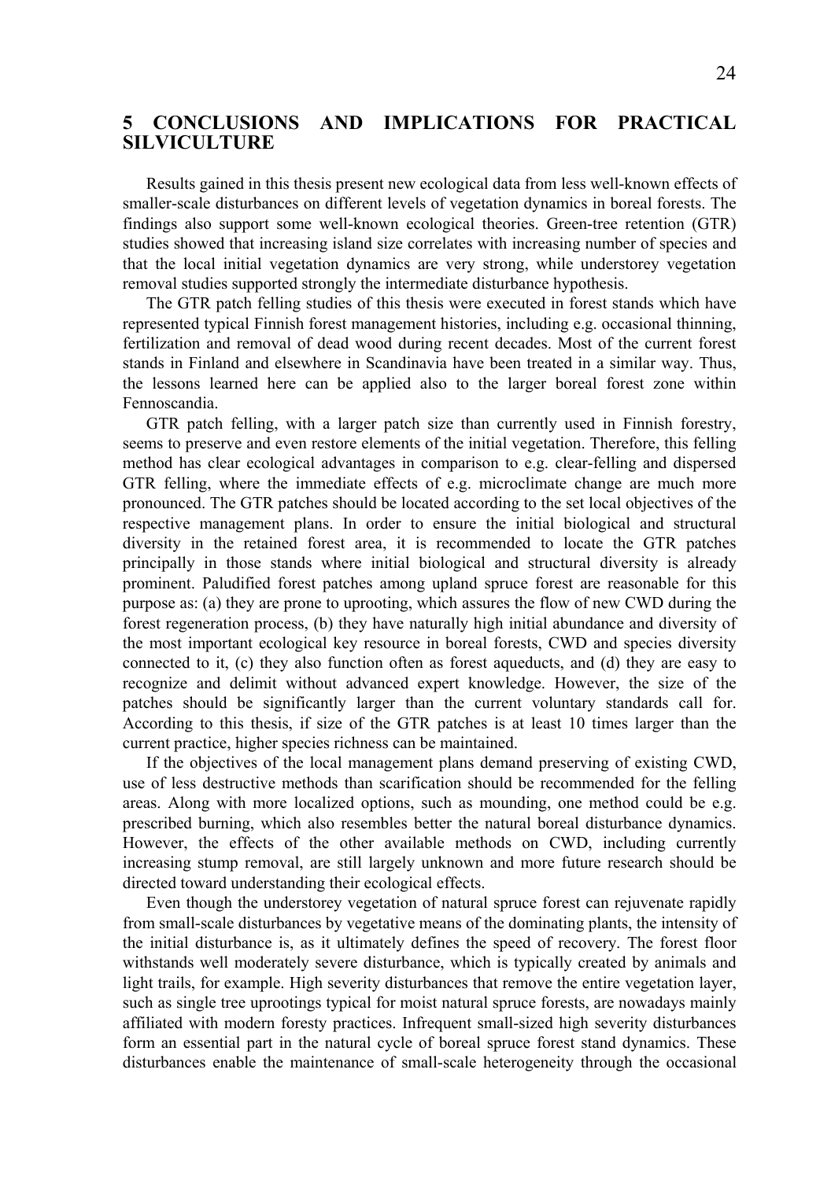# 5 CONCLUSIONS AND IMPLICATIONS FOR PRACTICAL SILVICULTURE

Results gained in this thesis present new ecological data from less well-known effects of smaller-scale disturbances on different levels of vegetation dynamics in boreal forests. The findings also support some well-known ecological theories. Green-tree retention (GTR) studies showed that increasing island size correlates with increasing number of species and that the local initial vegetation dynamics are very strong, while understorey vegetation removal studies supported strongly the intermediate disturbance hypothesis.

The GTR patch felling studies of this thesis were executed in forest stands which have represented typical Finnish forest management histories, including e.g. occasional thinning, fertilization and removal of dead wood during recent decades. Most of the current forest stands in Finland and elsewhere in Scandinavia have been treated in a similar way. Thus, the lessons learned here can be applied also to the larger boreal forest zone within Fennoscandia.

GTR patch felling, with a larger patch size than currently used in Finnish forestry, seems to preserve and even restore elements of the initial vegetation. Therefore, this felling method has clear ecological advantages in comparison to e.g. clear-felling and dispersed GTR felling, where the immediate effects of e.g. microclimate change are much more pronounced. The GTR patches should be located according to the set local objectives of the respective management plans. In order to ensure the initial biological and structural diversity in the retained forest area, it is recommended to locate the GTR patches principally in those stands where initial biological and structural diversity is already prominent. Paludified forest patches among upland spruce forest are reasonable for this purpose as: (a) they are prone to uprooting, which assures the flow of new CWD during the forest regeneration process, (b) they have naturally high initial abundance and diversity of the most important ecological key resource in boreal forests, CWD and species diversity connected to it, (c) they also function often as forest aqueducts, and (d) they are easy to recognize and delimit without advanced expert knowledge. However, the size of the patches should be significantly larger than the current voluntary standards call for. According to this thesis, if size of the GTR patches is at least 10 times larger than the current practice, higher species richness can be maintained.

If the objectives of the local management plans demand preserving of existing CWD, use of less destructive methods than scarification should be recommended for the felling areas. Along with more localized options, such as mounding, one method could be e.g. prescribed burning, which also resembles better the natural boreal disturbance dynamics. However, the effects of the other available methods on CWD, including currently increasing stump removal, are still largely unknown and more future research should be directed toward understanding their ecological effects.

Even though the understorey vegetation of natural spruce forest can rejuvenate rapidly from small-scale disturbances by vegetative means of the dominating plants, the intensity of the initial disturbance is, as it ultimately defines the speed of recovery. The forest floor withstands well moderately severe disturbance, which is typically created by animals and light trails, for example. High severity disturbances that remove the entire vegetation layer, such as single tree uprootings typical for moist natural spruce forests, are nowadays mainly affiliated with modern foresty practices. Infrequent small-sized high severity disturbances form an essential part in the natural cycle of boreal spruce forest stand dynamics. These disturbances enable the maintenance of small-scale heterogeneity through the occasional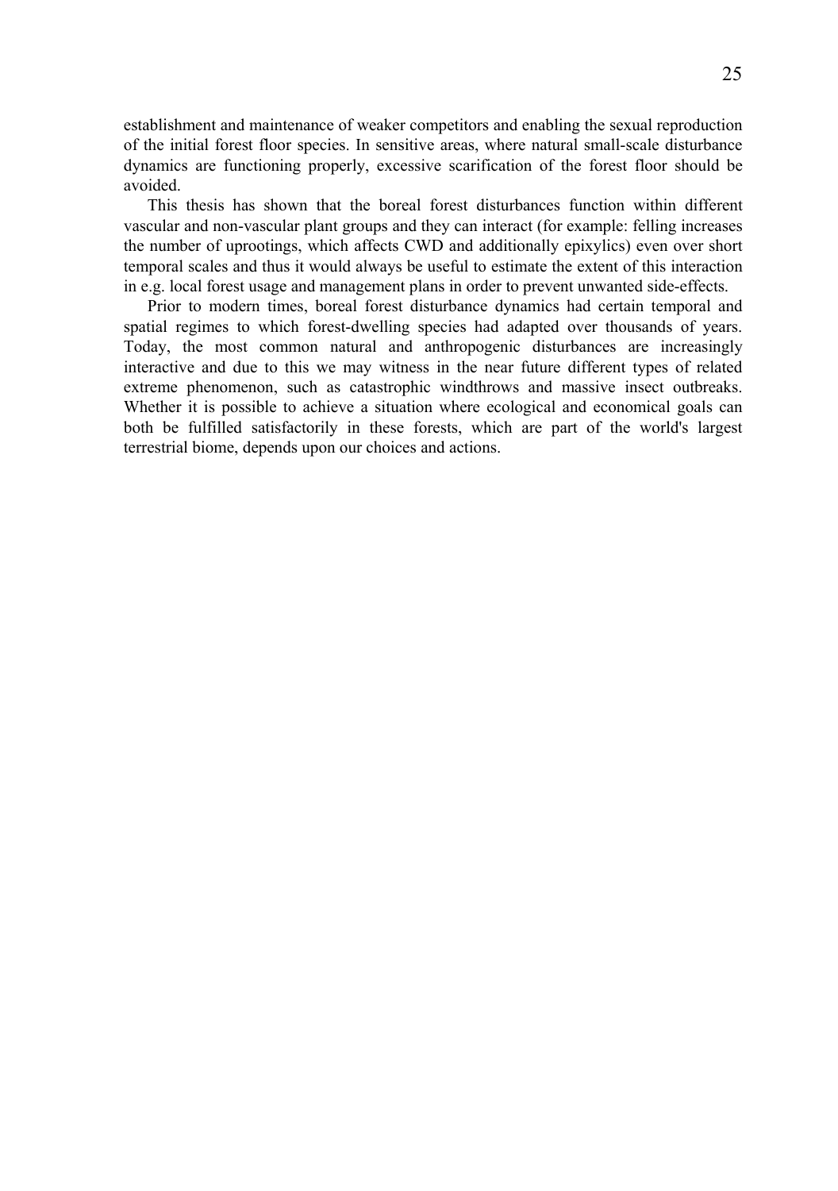establishment and maintenance of weaker competitors and enabling the sexual reproduction of the initial forest floor species. In sensitive areas, where natural small-scale disturbance dynamics are functioning properly, excessive scarification of the forest floor should be avoided.

This thesis has shown that the boreal forest disturbances function within different vascular and non-vascular plant groups and they can interact (for example: felling increases the number of uprootings, which affects CWD and additionally epixylics) even over short temporal scales and thus it would always be useful to estimate the extent of this interaction in e.g. local forest usage and management plans in order to prevent unwanted side-effects.

Prior to modern times, boreal forest disturbance dynamics had certain temporal and spatial regimes to which forest-dwelling species had adapted over thousands of years. Today, the most common natural and anthropogenic disturbances are increasingly interactive and due to this we may witness in the near future different types of related extreme phenomenon, such as catastrophic windthrows and massive insect outbreaks. Whether it is possible to achieve a situation where ecological and economical goals can both be fulfilled satisfactorily in these forests, which are part of the world's largest terrestrial biome, depends upon our choices and actions.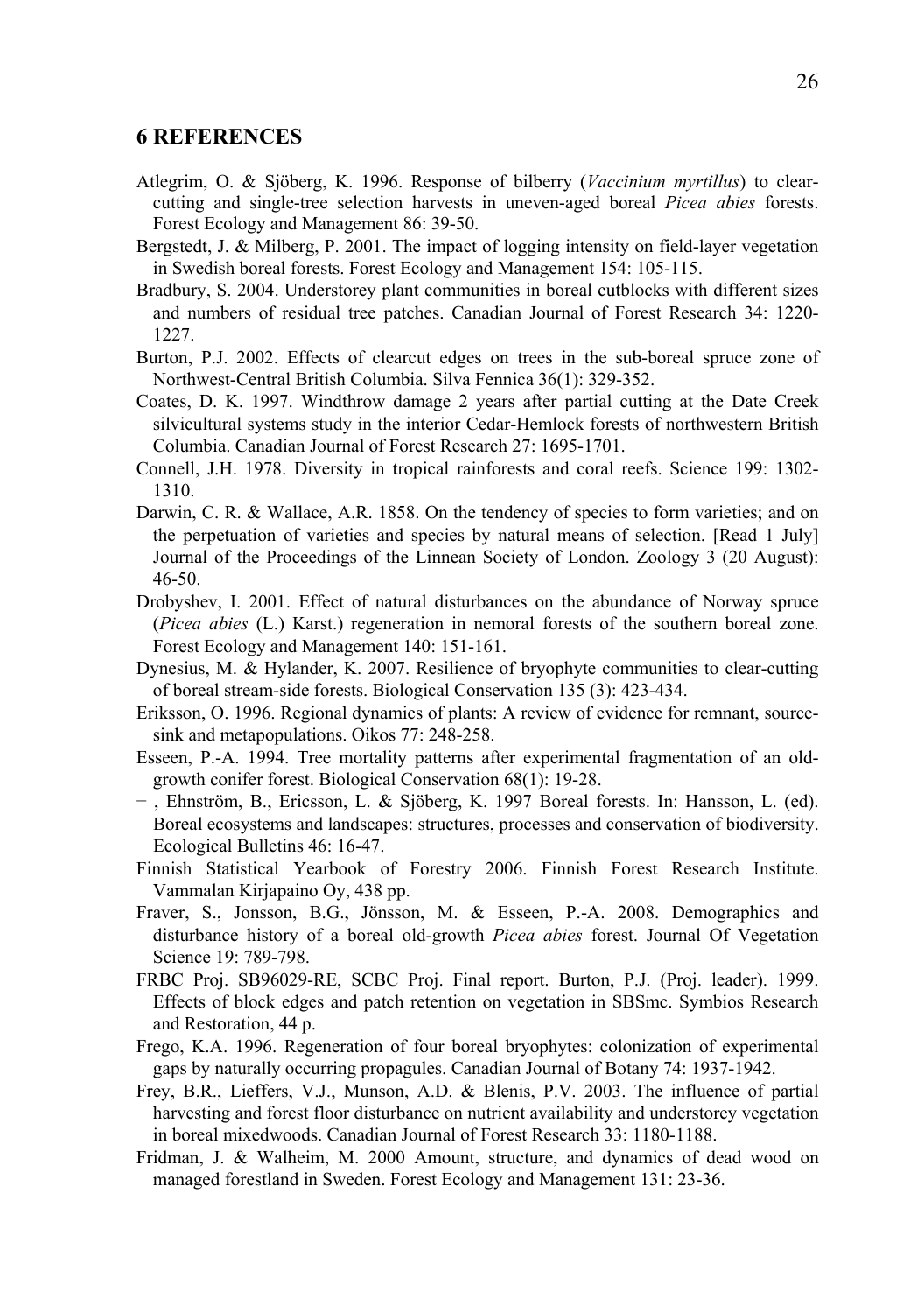## 6 REFERENCES

Atlegrim, O. & Sjöberg, K. 1996. Response of bilberry (*Vaccinium myrtillus*) to clear-cutting and single-tree selection harvests in uneven-aged boreal *Picea abies* forests. Forest Ecology and Management 86: 39-50.

Bergstedt, J. & Milberg, P. 2001. The impact of logging intensity on field-layer vegetation in Swedish boreal forests. Forest Ecology and Management 154: 105-115.

Bradbury, S. 2004. Understorey plant communities in boreal cutblocks with different sizes and numbers of residual tree patches. Canadian Journal of Forest Research 34: 1220-1227.

Burton, P.J. 2002. Effects of clearcut edges on trees in the sub-boreal spruce zone of Northwest-Central British Columbia. Silva Fennica 36(1): 329-352.

Coates, D. K. 1997. Windthrow damage 2 years after partial cutting at the Date Creek silvicultural systems study in the interior Cedar-Hemlock forests of northwestern British Columbia. Canadian Journal of Forest Research 27: 1695-1701.

Connell, J.H. 1978. Diversity in tropical rainforests and coral reefs. Science 199: 1302-1310.

Darwin, C. R. & Wallace, A.R. 1858. On the tendency of species to form varieties; and on the perpetuation of varieties and species by natural means of selection. [Read 1 July] Journal of the Proceedings of the Linnean Society of London. Zoology 3 (20 August): 46-50.

Drobyshev, I. 2001. Effect of natural disturbances on the abundance of Norway spruce (*Picea abies* (L.) Karst.) regeneration in nemoral forests of the southern boreal zone. Forest Ecology and Management 140: 151-161.

Dynesius, M. & Hylander, K. 2007. Resilience of bryophyte communities to clear-cutting of boreal stream-side forests. Biological Conservation 135 (3): 423-434.

Eriksson, O. 1996. Regional dynamics of plants: A review of evidence for remnant, source-sink and metapopulations. Oikos 77: 248-258.

Esseen, P.-A. 1994. Tree mortality patterns after experimental fragmentation of an old-growth conifer forest. Biological Conservation 68(1): 19-28.

− , Ehnström, B., Ericsson, L. & Sjöberg, K. 1997 Boreal forests. In: Hansson, L. (ed). Boreal ecosystems and landscapes: structures, processes and conservation of biodiversity. Ecological Bulletins 46: 16-47.

Finnish Statistical Yearbook of Forestry 2006. Finnish Forest Research Institute. Vammalan Kirjapaino Oy, 438 pp.

Fraver, S., Jonsson, B.G., Jönsson, M. & Esseen, P.-A. 2008. Demographics and disturbance history of a boreal old-growth *Picea abies* forest. Journal Of Vegetation Science 19: 789-798.

FRBC Proj. SB96029-RE, SCBC Proj. Final report. Burton, P.J. (Proj. leader). 1999. Effects of block edges and patch retention on vegetation in SBSmc. Symbios Research and Restoration, 44 p.

Frego, K.A. 1996. Regeneration of four boreal bryophytes: colonization of experimental gaps by naturally occurring propagules. Canadian Journal of Botany 74: 1937-1942.

Frey, B.R., Lieffers, V.J., Munson, A.D. & Blenis, P.V. 2003. The influence of partial harvesting and forest floor disturbance on nutrient availability and understorey vegetation in boreal mixedwoods. Canadian Journal of Forest Research 33: 1180-1188.

Fridman, J. & Walheim, M. 2000 Amount, structure, and dynamics of dead wood on managed forestland in Sweden. Forest Ecology and Management 131: 23-36.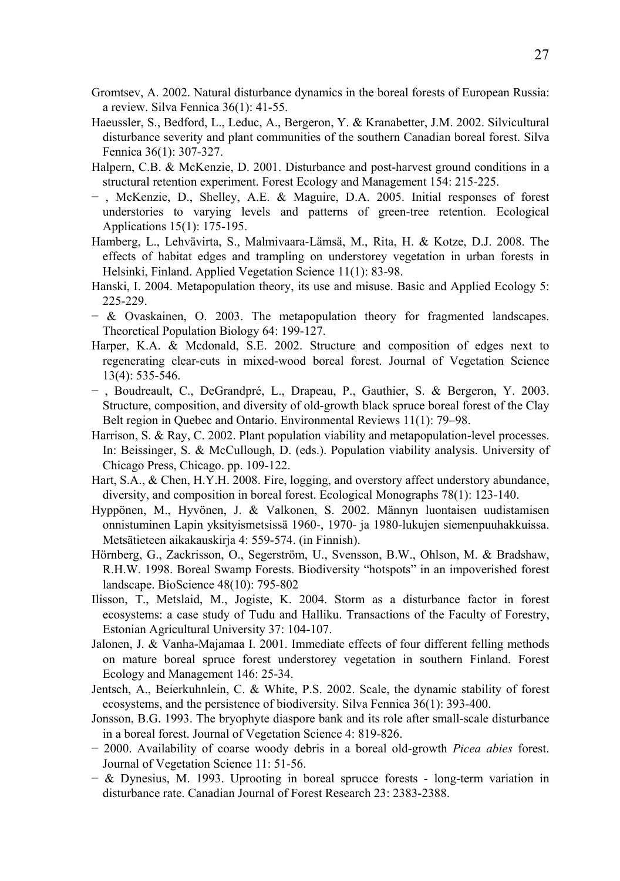Gromtsev, A. 2002. Natural disturbance dynamics in the boreal forests of European Russia: a review. Silva Fennica 36(1): 41-55.

Haeussler, S., Bedford, L., Leduc, A., Bergeron, Y. & Kranabetter, J.M. 2002. Silvicultural disturbance severity and plant communities of the southern Canadian boreal forest. Silva Fennica 36(1): 307-327.

Halpern, C.B. & McKenzie, D. 2001. Disturbance and post-harvest ground conditions in a structural retention experiment. Forest Ecology and Management 154: 215-225.

− , McKenzie, D., Shelley, A.E. & Maguire, D.A. 2005. Initial responses of forest understories to varying levels and patterns of green-tree retention. Ecological Applications 15(1): 175-195.

Hamberg, L., Lehvävirta, S., Malmivaara-Lämsä, M., Rita, H. & Kotze, D.J. 2008. The effects of habitat edges and trampling on understorey vegetation in urban forests in Helsinki, Finland. Applied Vegetation Science 11(1): 83-98.

Hanski, I. 2004. Metapopulation theory, its use and misuse. Basic and Applied Ecology 5: 225-229.

− & Ovaskainen, O. 2003. The metapopulation theory for fragmented landscapes. Theoretical Population Biology 64: 199-127.

Harper, K.A. & Mcdonald, S.E. 2002. Structure and composition of edges next to regenerating clear-cuts in mixed-wood boreal forest. Journal of Vegetation Science 13(4): 535-546.

− , Boudreault, C., DeGrandpré, L., Drapeau, P., Gauthier, S. & Bergeron, Y. 2003. Structure, composition, and diversity of old-growth black spruce boreal forest of the Clay Belt region in Quebec and Ontario. Environmental Reviews 11(1): 79–98.

Harrison, S. & Ray, C. 2002. Plant population viability and metapopulation-level processes. In: Beissinger, S. & McCullough, D. (eds.). Population viability analysis. University of Chicago Press, Chicago. pp. 109-122.

Hart, S.A., & Chen, H.Y.H. 2008. Fire, logging, and overstory affect understory abundance, diversity, and composition in boreal forest. Ecological Monographs 78(1): 123-140.

Hyppönen, M., Hyvönen, J. & Valkonen, S. 2002. Männyn luontaisen uudistamisen onnistuminen Lapin yksityismetsissä 1960-, 1970- ja 1980-lukujen siemenpuuhakkuissa. Metsätieteen aikakauskirja 4: 559-574. (in Finnish).

Hörnberg, G., Zackrisson, O., Segerström, U., Svensson, B.W., Ohlson, M. & Bradshaw, R.H.W. 1998. Boreal Swamp Forests. Biodiversity "hotspots" in an impoverished forest landscape. BioScience 48(10): 795-802

Ilisson, T., Metslaid, M., Jogiste, K. 2004. Storm as a disturbance factor in forest ecosystems: a case study of Tudu and Halliku. Transactions of the Faculty of Forestry, Estonian Agricultural University 37: 104-107.

Jalonen, J. & Vanha-Majamaa I. 2001. Immediate effects of four different felling methods on mature boreal spruce forest understorey vegetation in southern Finland. Forest Ecology and Management 146: 25-34.

Jentsch, A., Beierkuhnlein, C. & White, P.S. 2002. Scale, the dynamic stability of forest ecosystems, and the persistence of biodiversity. Silva Fennica 36(1): 393-400.

Jonsson, B.G. 1993. The bryophyte diaspore bank and its role after small-scale disturbance in a boreal forest. Journal of Vegetation Science 4: 819-826.

− 2000. Availability of coarse woody debris in a boreal old-growth *Picea abies* forest. Journal of Vegetation Science 11: 51-56.

− & Dynesius, M. 1993. Uprooting in boreal sprucce forests - long-term variation in disturbance rate. Canadian Journal of Forest Research 23: 2383-2388.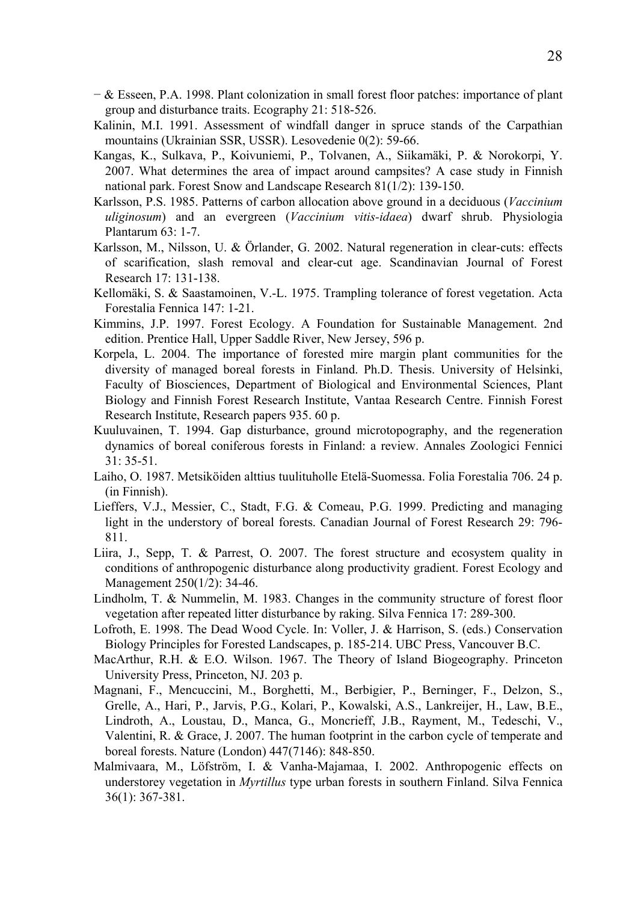− & Esseen, P.A. 1998. Plant colonization in small forest floor patches: importance of plant group and disturbance traits. Ecography 21: 518-526.

Kalinin, M.I. 1991. Assessment of windfall danger in spruce stands of the Carpathian mountains (Ukrainian SSR, USSR). Lesovedenie 0(2): 59-66.

Kangas, K., Sulkava, P., Koivuniemi, P., Tolvanen, A., Siikamäki, P. & Norokorpi, Y. 2007. What determines the area of impact around campsites? A case study in Finnish national park. Forest Snow and Landscape Research 81(1/2): 139-150.

Karlsson, P.S. 1985. Patterns of carbon allocation above ground in a deciduous (*Vaccinium uliginosum*) and an evergreen (*Vaccinium vitis-idaea*) dwarf shrub. Physiologia Plantarum 63: 1-7.

Karlsson, M., Nilsson, U. & Örlander, G. 2002. Natural regeneration in clear-cuts: effects of scarification, slash removal and clear-cut age. Scandinavian Journal of Forest Research 17: 131-138.

Kellomäki, S. & Saastamoinen, V.-L. 1975. Trampling tolerance of forest vegetation. Acta Forestalia Fennica 147: 1-21.

Kimmins, J.P. 1997. Forest Ecology. A Foundation for Sustainable Management. 2nd edition. Prentice Hall, Upper Saddle River, New Jersey, 596 p.

Korpela, L. 2004. The importance of forested mire margin plant communities for the diversity of managed boreal forests in Finland. Ph.D. Thesis. University of Helsinki, Faculty of Biosciences, Department of Biological and Environmental Sciences, Plant Biology and Finnish Forest Research Institute, Vantaa Research Centre. Finnish Forest Research Institute, Research papers 935. 60 p.

Kuuluvainen, T. 1994. Gap disturbance, ground microtopography, and the regeneration dynamics of boreal coniferous forests in Finland: a review. Annales Zoologici Fennici 31: 35-51.

Laiho, O. 1987. Metsiköiden alttius tuulituholle Etelä-Suomessa. Folia Forestalia 706. 24 p. (in Finnish).

Lieffers, V.J., Messier, C., Stadt, F.G. & Comeau, P.G. 1999. Predicting and managing light in the understory of boreal forests. Canadian Journal of Forest Research 29: 796-811.

Liira, J., Sepp, T. & Parrest, O. 2007. The forest structure and ecosystem quality in conditions of anthropogenic disturbance along productivity gradient. Forest Ecology and Management 250(1/2): 34-46.

Lindholm, T. & Nummelin, M. 1983. Changes in the community structure of forest floor vegetation after repeated litter disturbance by raking. Silva Fennica 17: 289-300.

Lofroth, E. 1998. The Dead Wood Cycle. In: Voller, J. & Harrison, S. (eds.) Conservation Biology Principles for Forested Landscapes, p. 185-214. UBC Press, Vancouver B.C.

MacArthur, R.H. & E.O. Wilson. 1967. The Theory of Island Biogeography. Princeton University Press, Princeton, NJ. 203 p.

Magnani, F., Mencuccini, M., Borghetti, M., Berbigier, P., Berninger, F., Delzon, S., Grelle, A., Hari, P., Jarvis, P.G., Kolari, P., Kowalski, A.S., Lankreijer, H., Law, B.E., Lindroth, A., Loustau, D., Manca, G., Moncrieff, J.B., Rayment, M., Tedeschi, V., Valentini, R. & Grace, J. 2007. The human footprint in the carbon cycle of temperate and boreal forests. Nature (London) 447(7146): 848-850.

Malmivaara, M., Löfström, I. & Vanha-Majamaa, I. 2002. Anthropogenic effects on understorey vegetation in *Myrtillus* type urban forests in southern Finland. Silva Fennica 36(1): 367-381.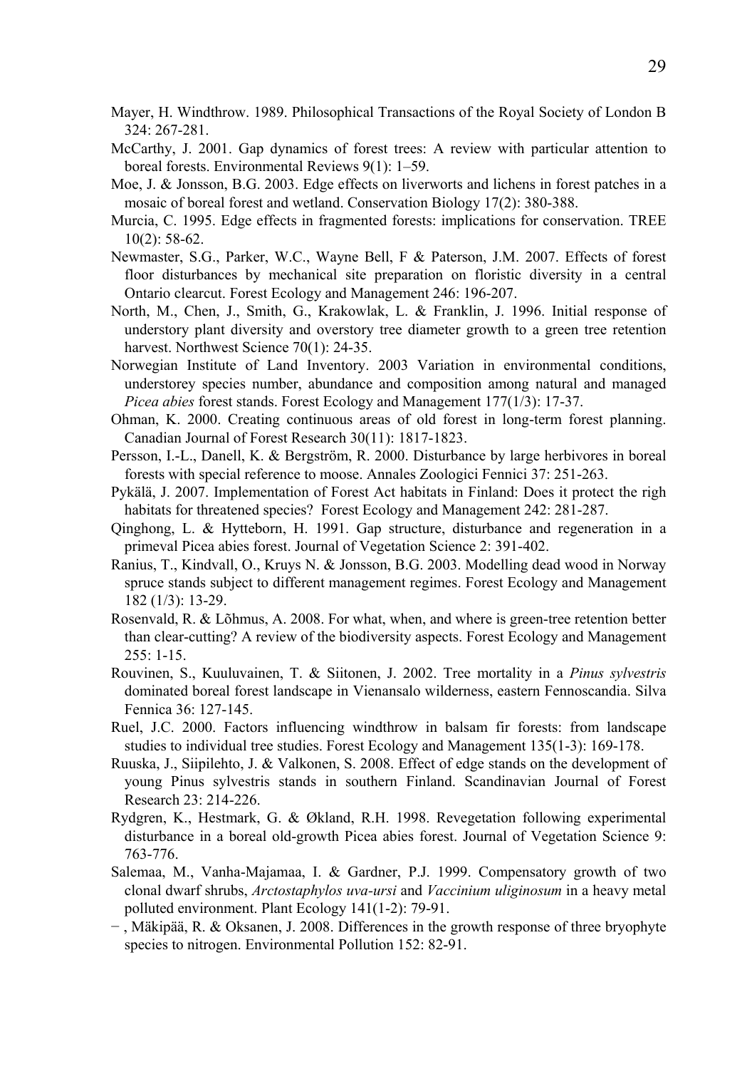Mayer, H. Windthrow. 1989. Philosophical Transactions of the Royal Society of London B 324: 267-281.

McCarthy, J. 2001. Gap dynamics of forest trees: A review with particular attention to boreal forests. Environmental Reviews 9(1): 1–59.

Moe, J. & Jonsson, B.G. 2003. Edge effects on liverworts and lichens in forest patches in a mosaic of boreal forest and wetland. Conservation Biology 17(2): 380-388.

Murcia, C. 1995. Edge effects in fragmented forests: implications for conservation. TREE 10(2): 58-62.

Newmaster, S.G., Parker, W.C., Wayne Bell, F & Paterson, J.M. 2007. Effects of forest floor disturbances by mechanical site preparation on floristic diversity in a central Ontario clearcut. Forest Ecology and Management 246: 196-207.

North, M., Chen, J., Smith, G., Krakowlak, L. & Franklin, J. 1996. Initial response of understory plant diversity and overstory tree diameter growth to a green tree retention harvest. Northwest Science 70(1): 24-35.

Norwegian Institute of Land Inventory. 2003 Variation in environmental conditions, understorey species number, abundance and composition among natural and managed *Picea abies* forest stands. Forest Ecology and Management 177(1/3): 17-37.

Ohman, K. 2000. Creating continuous areas of old forest in long-term forest planning. Canadian Journal of Forest Research 30(11): 1817-1823.

Persson, I.-L., Danell, K. & Bergström, R. 2000. Disturbance by large herbivores in boreal forests with special reference to moose. Annales Zoologici Fennici 37: 251-263.

Pykälä, J. 2007. Implementation of Forest Act habitats in Finland: Does it protect the righ habitats for threatened species? Forest Ecology and Management 242: 281-287.

Qinghong, L. & Hytteborn, H. 1991. Gap structure, disturbance and regeneration in a primeval Picea abies forest. Journal of Vegetation Science 2: 391-402.

Ranius, T., Kindvall, O., Kruys N. & Jonsson, B.G. 2003. Modelling dead wood in Norway spruce stands subject to different management regimes. Forest Ecology and Management 182 (1/3): 13-29.

Rosenvald, R. & Lõhmus, A. 2008. For what, when, and where is green-tree retention better than clear-cutting? A review of the biodiversity aspects. Forest Ecology and Management 255: 1-15.

Rouvinen, S., Kuuluvainen, T. & Siitonen, J. 2002. Tree mortality in a *Pinus sylvestris* dominated boreal forest landscape in Vienansalo wilderness, eastern Fennoscandia. Silva Fennica 36: 127-145.

Ruel, J.C. 2000. Factors influencing windthrow in balsam fir forests: from landscape studies to individual tree studies. Forest Ecology and Management 135(1-3): 169-178.

Ruuska, J., Siipilehto, J. & Valkonen, S. 2008. Effect of edge stands on the development of young Pinus sylvestris stands in southern Finland. Scandinavian Journal of Forest Research 23: 214-226.

Rydgren, K., Hestmark, G. & Økland, R.H. 1998. Revegetation following experimental disturbance in a boreal old-growth Picea abies forest. Journal of Vegetation Science 9: 763-776.

Salemaa, M., Vanha-Majamaa, I. & Gardner, P.J. 1999. Compensatory growth of two clonal dwarf shrubs, *Arctostaphylos uva-ursi* and *Vaccinium uliginosum* in a heavy metal polluted environment. Plant Ecology 141(1-2): 79-91.

− , Mäkipää, R. & Oksanen, J. 2008. Differences in the growth response of three bryophyte species to nitrogen. Environmental Pollution 152: 82-91.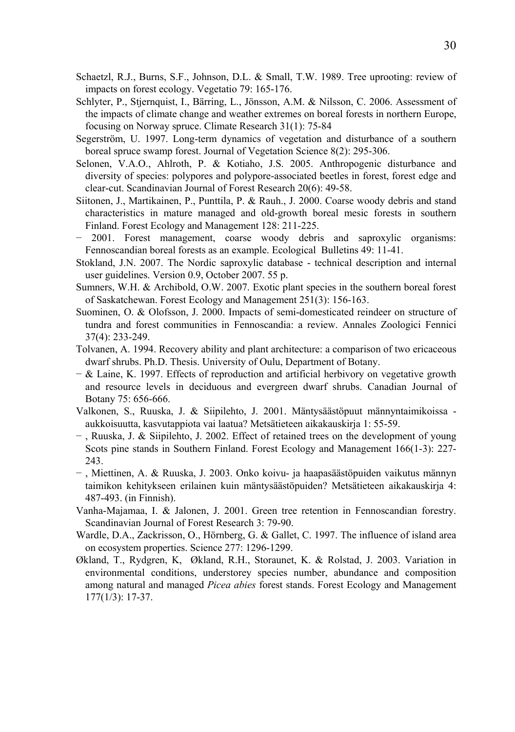Schaetzl, R.J., Burns, S.F., Johnson, D.L. & Small, T.W. 1989. Tree uprooting: review of impacts on forest ecology. Vegetatio 79: 165-176.

Schlyter, P., Stjernquist, I., Bärring, L., Jönsson, A.M. & Nilsson, C. 2006. Assessment of the impacts of climate change and weather extremes on boreal forests in northern Europe, focusing on Norway spruce. Climate Research 31(1): 75-84

Segerström, U. 1997. Long-term dynamics of vegetation and disturbance of a southern boreal spruce swamp forest. Journal of Vegetation Science 8(2): 295-306.

Selonen, V.A.O., Ahlroth, P. & Kotiaho, J.S. 2005. Anthropogenic disturbance and diversity of species: polypores and polypore-associated beetles in forest, forest edge and clear-cut. Scandinavian Journal of Forest Research 20(6): 49-58.

Siitonen, J., Martikainen, P., Punttila, P. & Rauh., J. 2000. Coarse woody debris and stand characteristics in mature managed and old-growth boreal mesic forests in southern Finland. Forest Ecology and Management 128: 211-225.

− 2001. Forest management, coarse woody debris and saproxylic organisms: Fennoscandian boreal forests as an example. Ecological Bulletins 49: 11-41.

Stokland, J.N. 2007. The Nordic saproxylic database - technical description and internal user guidelines. Version 0.9, October 2007. 55 p.

Sumners, W.H. & Archibold, O.W. 2007. Exotic plant species in the southern boreal forest of Saskatchewan. Forest Ecology and Management 251(3): 156-163.

Suominen, O. & Olofsson, J. 2000. Impacts of semi-domesticated reindeer on structure of tundra and forest communities in Fennoscandia: a review. Annales Zoologici Fennici 37(4): 233-249.

Tolvanen, A. 1994. Recovery ability and plant architecture: a comparison of two ericaceous dwarf shrubs. Ph.D. Thesis. University of Oulu, Department of Botany.

− & Laine, K. 1997. Effects of reproduction and artificial herbivory on vegetative growth and resource levels in deciduous and evergreen dwarf shrubs. Canadian Journal of Botany 75: 656-666.

Valkonen, S., Ruuska, J. & Siipilehto, J. 2001. Mäntysäästöpuut männyntaimikoissa - aukkoisuutta, kasvutappiota vai laatua? Metsätieteen aikakauskirja 1: 55-59.

− , Ruuska, J. & Siipilehto, J. 2002. Effect of retained trees on the development of young Scots pine stands in Southern Finland. Forest Ecology and Management 166(1-3): 227-243.

− , Miettinen, A. & Ruuska, J. 2003. Onko koivu- ja haapasäästöpuiden vaikutus männyn taimikon kehitykseen erilainen kuin mäntysäästöpuiden? Metsätieteen aikakauskirja 4: 487-493. (in Finnish).

Vanha-Majamaa, I. & Jalonen, J. 2001. Green tree retention in Fennoscandian forestry. Scandinavian Journal of Forest Research 3: 79-90.

Wardle, D.A., Zackrisson, O., Hörnberg, G. & Gallet, C. 1997. The influence of island area on ecosystem properties. Science 277: 1296-1299.

Økland, T., Rydgren, K, Økland, R.H., Storaunet, K. & Rolstad, J. 2003. Variation in environmental conditions, understorey species number, abundance and composition among natural and managed *Picea abies* forest stands. Forest Ecology and Management 177(1/3): 17-37.